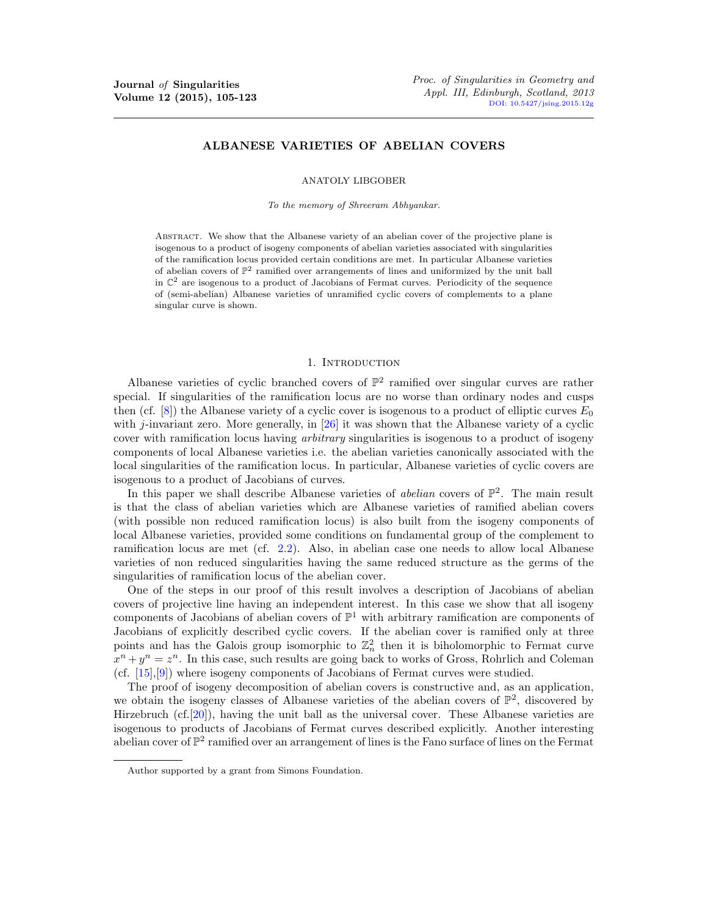# ALBANESE VARIETIES OF ABELIAN COVERS

ANATOLY LIBGOBER

*To the memory of Shreeram Abhyankar.*

Abstract. We show that the Albanese variety of an abelian cover of the projective plane is isogenous to a product of isogeny components of abelian varieties associated with singularities of the ramification locus provided certain conditions are met. In particular Albanese varieties of abelian covers of $\mathbb{P}^2$ ramified over arrangements of lines and uniformized by the unit ball in $\mathbb{C}^2$ are isogenous to a product of Jacobians of Fermat curves. Periodicity of the sequence of (semi-abelian) Albanese varieties of unramified cyclic covers of complements to a plane singular curve is shown.

## 1. Introduction

Albanese varieties of cyclic branched covers of $\mathbb{P}^2$ ramified over singular curves are rather special. If singularities of the ramification locus are no worse than ordinary nodes and cusps then (cf. [8]) the Albanese variety of a cyclic cover is isogenous to a product of elliptic curves $E_0$ with $j$-invariant zero. More generally, in [26] it was shown that the Albanese variety of a cyclic cover with ramification locus having *arbitrary* singularities is isogenous to a product of isogeny components of local Albanese varieties i.e. the abelian varieties canonically associated with the local singularities of the ramification locus. In particular, Albanese varieties of cyclic covers are isogenous to a product of Jacobians of curves.

In this paper we shall describe Albanese varieties of *abelian* covers of $\mathbb{P}^2$. The main result is that the class of abelian varieties which are Albanese varieties of ramified abelian covers (with possible non reduced ramification locus) is also built from the isogeny components of local Albanese varieties, provided some conditions on fundamental group of the complement to ramification locus are met (cf. 2.2). Also, in abelian case one needs to allow local Albanese varieties of non reduced singularities having the same reduced structure as the germs of the singularities of ramification locus of the abelian cover.

One of the steps in our proof of this result involves a description of Jacobians of abelian covers of projective line having an independent interest. In this case we show that all isogeny components of Jacobians of abelian covers of $\mathbb{P}^1$ with arbitrary ramification are components of Jacobians of explicitly described cyclic covers. If the abelian cover is ramified only at three points and has the Galois group isomorphic to $\mathbb{Z}_n^2$ then it is biholomorphic to Fermat curve $x^n + y^n = z^n$. In this case, such results are going back to works of Gross, Rohrlich and Coleman (cf. [15],[9]) where isogeny components of Jacobians of Fermat curves were studied.

The proof of isogeny decomposition of abelian covers is constructive and, as an application, we obtain the isogeny classes of Albanese varieties of the abelian covers of $\mathbb{P}^2$, discovered by Hirzebruch (cf.[20]), having the unit ball as the universal cover. These Albanese varieties are isogenous to products of Jacobians of Fermat curves described explicitly. Another interesting abelian cover of $\mathbb{P}^2$ ramified over an arrangement of lines is the Fano surface of lines on the Fermat

Author supported by a grant from Simons Foundation.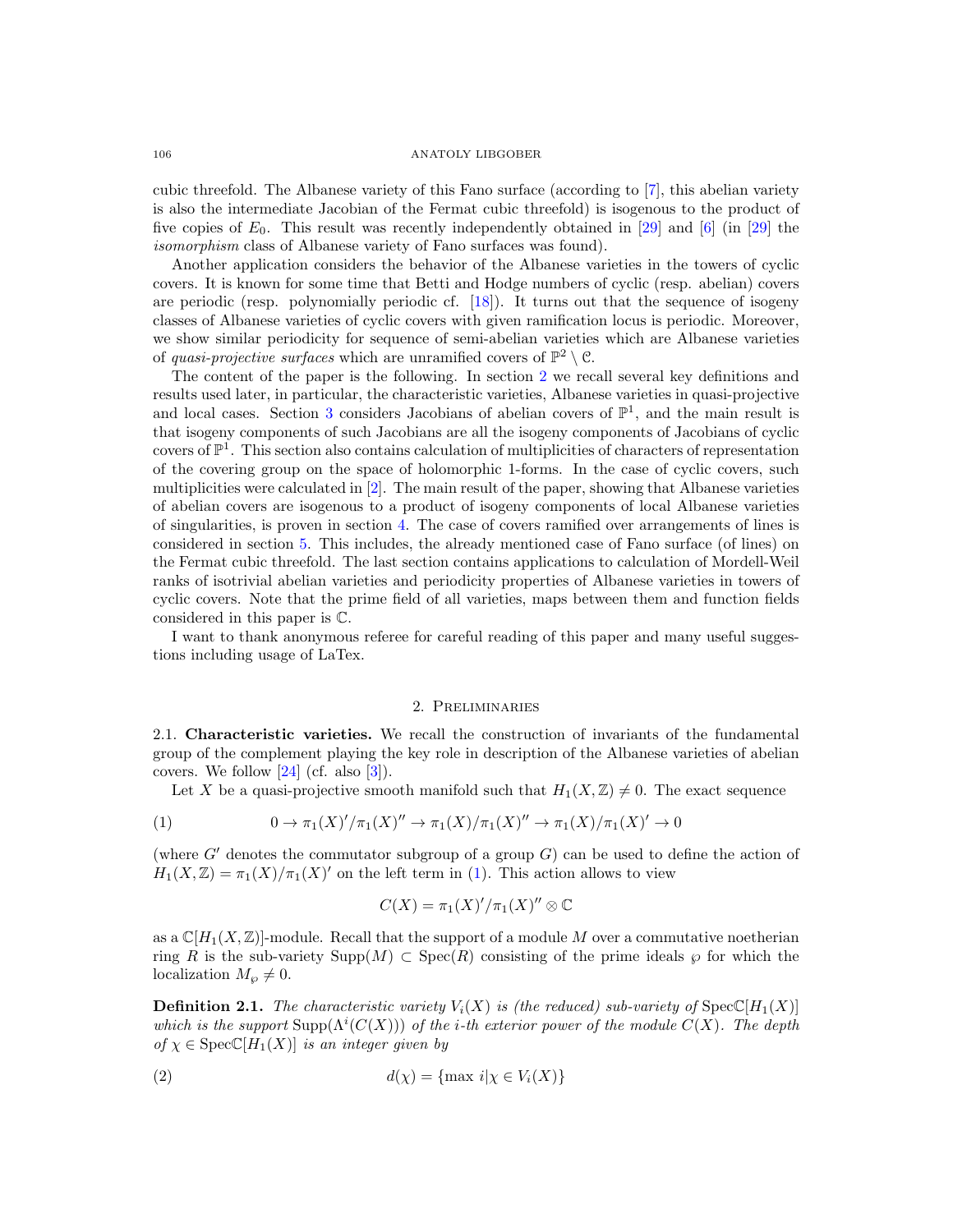cubic threefold. The Albanese variety of this Fano surface (according to [7], this abelian variety is also the intermediate Jacobian of the Fermat cubic threefold) is isogenous to the product of five copies of $E_0$. This result was recently independently obtained in [29] and [6] (in [29] the *isomorphism* class of Albanese variety of Fano surfaces was found).

Another application considers the behavior of the Albanese varieties in the towers of cyclic covers. It is known for some time that Betti and Hodge numbers of cyclic (resp. abelian) covers are periodic (resp. polynomially periodic cf. [18]). It turns out that the sequence of isogeny classes of Albanese varieties of cyclic covers with given ramification locus is periodic. Moreover, we show similar periodicity for sequence of semi-abelian varieties which are Albanese varieties of *quasi-projective surfaces* which are unramified covers of $\mathbb{P}^2 \setminus \mathcal{C}$.

The content of the paper is the following. In section 2 we recall several key definitions and results used later, in particular, the characteristic varieties, Albanese varieties in quasi-projective and local cases. Section 3 considers Jacobians of abelian covers of $\mathbb{P}^1$, and the main result is that isogeny components of such Jacobians are all the isogeny components of Jacobians of cyclic covers of $\mathbb{P}^1$. This section also contains calculation of multiplicities of characters of representation of the covering group on the space of holomorphic 1-forms. In the case of cyclic covers, such multiplicities were calculated in [2]. The main result of the paper, showing that Albanese varieties of abelian covers are isogenous to a product of isogeny components of local Albanese varieties of singularities, is proven in section 4. The case of covers ramified over arrangements of lines is considered in section 5. This includes, the already mentioned case of Fano surface (of lines) on the Fermat cubic threefold. The last section contains applications to calculation of Mordell-Weil ranks of isotrivial abelian varieties and periodicity properties of Albanese varieties in towers of cyclic covers. Note that the prime field of all varieties, maps between them and function fields considered in this paper is $\mathbb{C}$.

I want to thank anonymous referee for careful reading of this paper and many useful suggestions including usage of LaTex.

## 2. Preliminaries

**2.1. Characteristic varieties.** We recall the construction of invariants of the fundamental group of the complement playing the key role in description of the Albanese varieties of abelian covers. We follow [24] (cf. also [3]).

Let $X$ be a quasi-projective smooth manifold such that $H_1(X, \mathbb{Z}) \neq 0$. The exact sequence

$$0 \to \pi_1(X)'/\pi_1(X)'' \to \pi_1(X)/\pi_1(X)'' \to \pi_1(X)/\pi_1(X)' \to 0 \tag{1}$$

(where $G'$ denotes the commutator subgroup of a group $G$) can be used to define the action of $H_1(X, \mathbb{Z}) = \pi_1(X)/\pi_1(X)'$ on the left term in (1). This action allows to view

$$C(X) = \pi_1(X)'/\pi_1(X)'' \otimes \mathbb{C}$$

as a $\mathbb{C}[H_1(X, \mathbb{Z})]$-module. Recall that the support of a module $M$ over a commutative noetherian ring $R$ is the sub-variety $\mathrm{Supp}(M) \subset \mathrm{Spec}(R)$ consisting of the prime ideals $\wp$ for which the localization $M_\wp \neq 0$.

**Definition 2.1.** *The characteristic variety $V_i(X)$ is (the reduced) sub-variety of $\mathrm{Spec}\mathbb{C}[H_1(X)]$ which is the support $\mathrm{Supp}(\Lambda^i(C(X)))$ of the $i$-th exterior power of the module $C(X)$. The depth of $\chi \in \mathrm{Spec}\mathbb{C}[H_1(X)]$ is an integer given by*

$$d(\chi) = \{\max i | \chi \in V_i(X)\} \tag{2}$$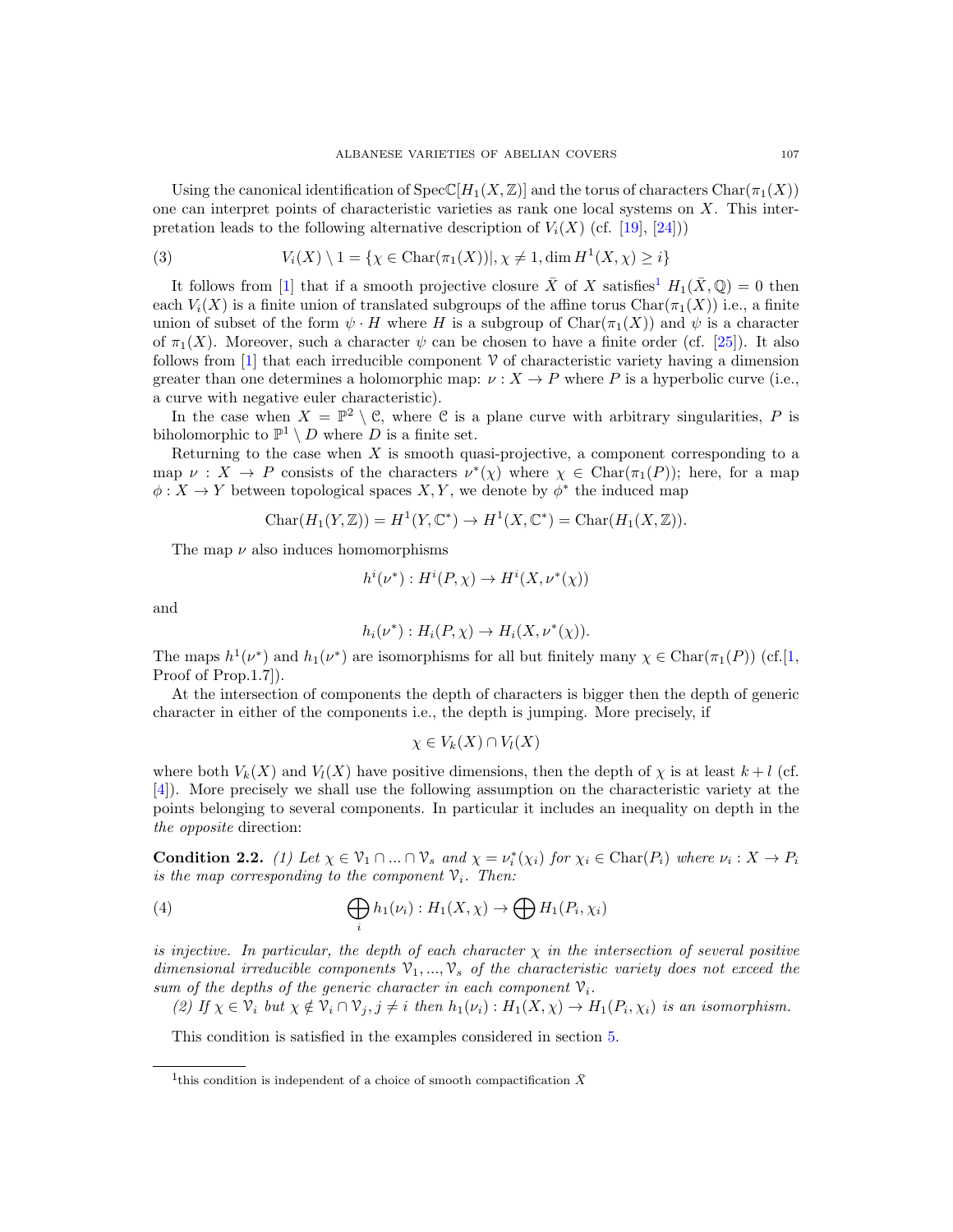Using the canonical identification of $\text{Spec}\mathbb{C}[H_1(X,\mathbb{Z})]$ and the torus of characters $\text{Char}(\pi_1(X))$ one can interpret points of characteristic varieties as rank one local systems on $X$. This interpretation leads to the following alternative description of $V_i(X)$ (cf. [19], [24]))

$$V_i(X) \setminus 1 = \{\chi \in \text{Char}(\pi_1(X))|, \chi \neq 1, \dim H^1(X,\chi) \geq i\} \tag{3}$$

It follows from [1] that if a smooth projective closure $\bar{X}$ of $X$ satisfies[1] $H_1(\bar{X},\mathbb{Q}) = 0$ then each $V_i(X)$ is a finite union of translated subgroups of the affine torus $\text{Char}(\pi_1(X))$ i.e., a finite union of subset of the form $\psi \cdot H$ where $H$ is a subgroup of $\text{Char}(\pi_1(X))$ and $\psi$ is a character of $\pi_1(X)$. Moreover, such a character $\psi$ can be chosen to have a finite order (cf. [25]). It also follows from [1] that each irreducible component $\mathcal{V}$ of characteristic variety having a dimension greater than one determines a holomorphic map: $\nu : X \to P$ where $P$ is a hyperbolic curve (i.e., a curve with negative euler characteristic).

In the case when $X = \mathbb{P}^2 \setminus \mathcal{C}$, where $\mathcal{C}$ is a plane curve with arbitrary singularities, $P$ is biholomorphic to $\mathbb{P}^1 \setminus D$ where $D$ is a finite set.

Returning to the case when $X$ is smooth quasi-projective, a component corresponding to a map $\nu : X \to P$ consists of the characters $\nu^*(\chi)$ where $\chi \in \text{Char}(\pi_1(P))$; here, for a map $\phi : X \to Y$ between topological spaces $X, Y$, we denote by $\phi^*$ the induced map

$$\text{Char}(H_1(Y,\mathbb{Z})) = H^1(Y,\mathbb{C}^*) \to H^1(X,\mathbb{C}^*) = \text{Char}(H_1(X,\mathbb{Z})).$$

The map $\nu$ also induces homomorphisms

$$h^i(\nu^*) : H^i(P,\chi) \to H^i(X,\nu^*(\chi))$$

and

$$h_i(\nu^*) : H_i(P,\chi) \to H_i(X,\nu^*(\chi)).$$

The maps $h^1(\nu^*)$ and $h_1(\nu^*)$ are isomorphisms for all but finitely many $\chi \in \text{Char}(\pi_1(P))$ (cf.[1, Proof of Prop.1.7]).

At the intersection of components the depth of characters is bigger then the depth of generic character in either of the components i.e., the depth is jumping. More precisely, if

$$\chi \in V_k(X) \cap V_l(X)$$

where both $V_k(X)$ and $V_l(X)$ have positive dimensions, then the depth of $\chi$ is at least $k + l$ (cf. [4]). More precisely we shall use the following assumption on the characteristic variety at the points belonging to several components. In particular it includes an inequality on depth in the *the opposite* direction:

**Condition 2.2.** *(1) Let $\chi \in \mathcal{V}_1 \cap ... \cap \mathcal{V}_s$ and $\chi = \nu_i^*(\chi_i)$ for $\chi_i \in \text{Char}(P_i)$ where $\nu_i : X \to P_i$ is the map corresponding to the component $\mathcal{V}_i$. Then:*

$$\bigoplus_i h_1(\nu_i) : H_1(X,\chi) \to \bigoplus H_1(P_i,\chi_i) \tag{4}$$

*is injective. In particular, the depth of each character $\chi$ in the intersection of several positive dimensional irreducible components $\mathcal{V}_1, ..., \mathcal{V}_s$ of the characteristic variety does not exceed the sum of the depths of the generic character in each component $\mathcal{V}_i$.*

*(2) If $\chi \in \mathcal{V}_i$ but $\chi \notin \mathcal{V}_i \cap \mathcal{V}_j, j \neq i$ then $h_1(\nu_i) : H_1(X,\chi) \to H_1(P_i,\chi_i)$ is an isomorphism.*

This condition is satisfied in the examples considered in section 5.

[1] this condition is independent of a choice of smooth compactification $\bar{X}$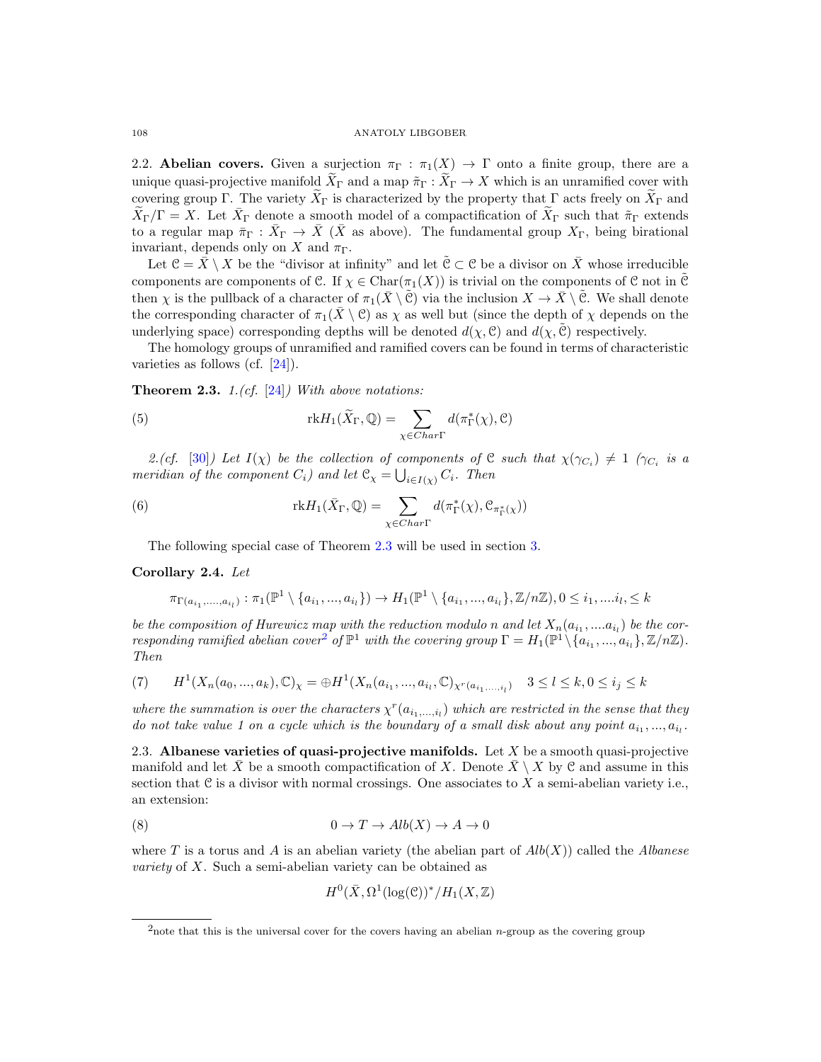2.2. **Abelian covers.** Given a surjection $\pi_\Gamma : \pi_1(X) \to \Gamma$ onto a finite group, there are a unique quasi-projective manifold $\widetilde{X}_\Gamma$ and a map $\tilde{\pi}_\Gamma : \widetilde{X}_\Gamma \to X$ which is an unramified cover with covering group $\Gamma$. The variety $\widetilde{X}_\Gamma$ is characterized by the property that $\Gamma$ acts freely on $\widetilde{X}_\Gamma$ and $\widetilde{X}_\Gamma/\Gamma = X$. Let $\bar{X}_\Gamma$ denote a smooth model of a compactification of $\widetilde{X}_\Gamma$ such that $\tilde{\pi}_\Gamma$ extends to a regular map $\bar{\pi}_\Gamma : \bar{X}_\Gamma \to \bar{X}$ ($\bar{X}$ as above). The fundamental group $X_\Gamma$, being birational invariant, depends only on $X$ and $\pi_\Gamma$.

Let $\mathcal{C} = \bar{X} \setminus X$ be the "divisor at infinity" and let $\tilde{\mathcal{C}} \subset \mathcal{C}$ be a divisor on $\bar{X}$ whose irreducible components are components of $\mathcal{C}$. If $\chi \in \mathrm{Char}(\pi_1(X))$ is trivial on the components of $\mathcal{C}$ not in $\tilde{\mathcal{C}}$ then $\chi$ is the pullback of a character of $\pi_1(\bar{X} \setminus \tilde{\mathcal{C}})$ via the inclusion $X \to \bar{X} \setminus \tilde{\mathcal{C}}$. We shall denote the corresponding character of $\pi_1(\bar{X} \setminus \mathcal{C})$ as $\chi$ as well but (since the depth of $\chi$ depends on the underlying space) corresponding depths will be denoted $d(\chi, \mathcal{C})$ and $d(\chi, \tilde{\mathcal{C}})$ respectively.

The homology groups of unramified and ramified covers can be found in terms of characteristic varieties as follows (cf. [24]).

**Theorem 2.3.** *1.(cf. [24]) With above notations:*

$$\mathrm{rk} H_1(\widetilde{X}_\Gamma, \mathbb{Q}) = \sum_{\chi \in Char\Gamma} d(\pi_\Gamma^*(\chi), \mathcal{C}) \tag{5}$$

*2.(cf. [30]) Let $I(\chi)$ be the collection of components of $\mathcal{C}$ such that $\chi(\gamma_{C_i}) \neq 1$ ($\gamma_{C_i}$ is a meridian of the component $C_i$) and let $\mathcal{C}_\chi = \bigcup_{i \in I(\chi)} C_i$. Then*

$$\mathrm{rk} H_1(\bar{X}_\Gamma, \mathbb{Q}) = \sum_{\chi \in Char\Gamma} d(\pi_\Gamma^*(\chi), \mathcal{C}_{\pi_\Gamma^*(\chi)}) \tag{6}$$

The following special case of Theorem 2.3 will be used in section 3.

**Corollary 2.4.** *Let*

$$\pi_{\Gamma(a_{i_1}, \ldots, a_{i_l})} : \pi_1(\mathbb{P}^1 \setminus \{a_{i_1}, ..., a_{i_l}\}) \to H_1(\mathbb{P}^1 \setminus \{a_{i_1}, ..., a_{i_l}\}, \mathbb{Z}/n\mathbb{Z}), 0 \le i_1, ....i_l, \le k$$

*be the composition of Hurewicz map with the reduction modulo $n$ and let $X_n(a_{i_1}, ....a_{i_l})$ be the corresponding ramified abelian cover[2] of $\mathbb{P}^1$ with the covering group $\Gamma = H_1(\mathbb{P}^1 \setminus \{a_{i_1}, ..., a_{i_l}\}, \mathbb{Z}/n\mathbb{Z})$. Then*

$$H^1(X_n(a_0, ..., a_k), \mathbb{C})_\chi = \oplus H^1(X_n(a_{i_1}, ..., a_{i_l}, \mathbb{C})_{\chi^r(a_{i_1, \ldots, i_l})} \quad 3 \le l \le k, 0 \le i_j \le k \tag{7}$$

*where the summation is over the characters $\chi^r(a_{i_1, \ldots, i_l})$ which are restricted in the sense that they do not take value 1 on a cycle which is the boundary of a small disk about any point $a_{i_1}, ..., a_{i_l}$.*

2.3. **Albanese varieties of quasi-projective manifolds.** Let $X$ be a smooth quasi-projective manifold and let $\bar{X}$ be a smooth compactification of $X$. Denote $\bar{X} \setminus X$ by $\mathcal{C}$ and assume in this section that $\mathcal{C}$ is a divisor with normal crossings. One associates to $X$ a semi-abelian variety i.e., an extension:

$$0 \to T \to Alb(X) \to A \to 0 \tag{8}$$

where $T$ is a torus and $A$ is an abelian variety (the abelian part of $Alb(X)$) called the *Albanese variety* of $X$. Such a semi-abelian variety can be obtained as

$$H^0(\bar{X}, \Omega^1(\log(\mathcal{C}))^* / H_1(X, \mathbb{Z})$$

[2] note that this is the universal cover for the covers having an abelian $n$-group as the covering group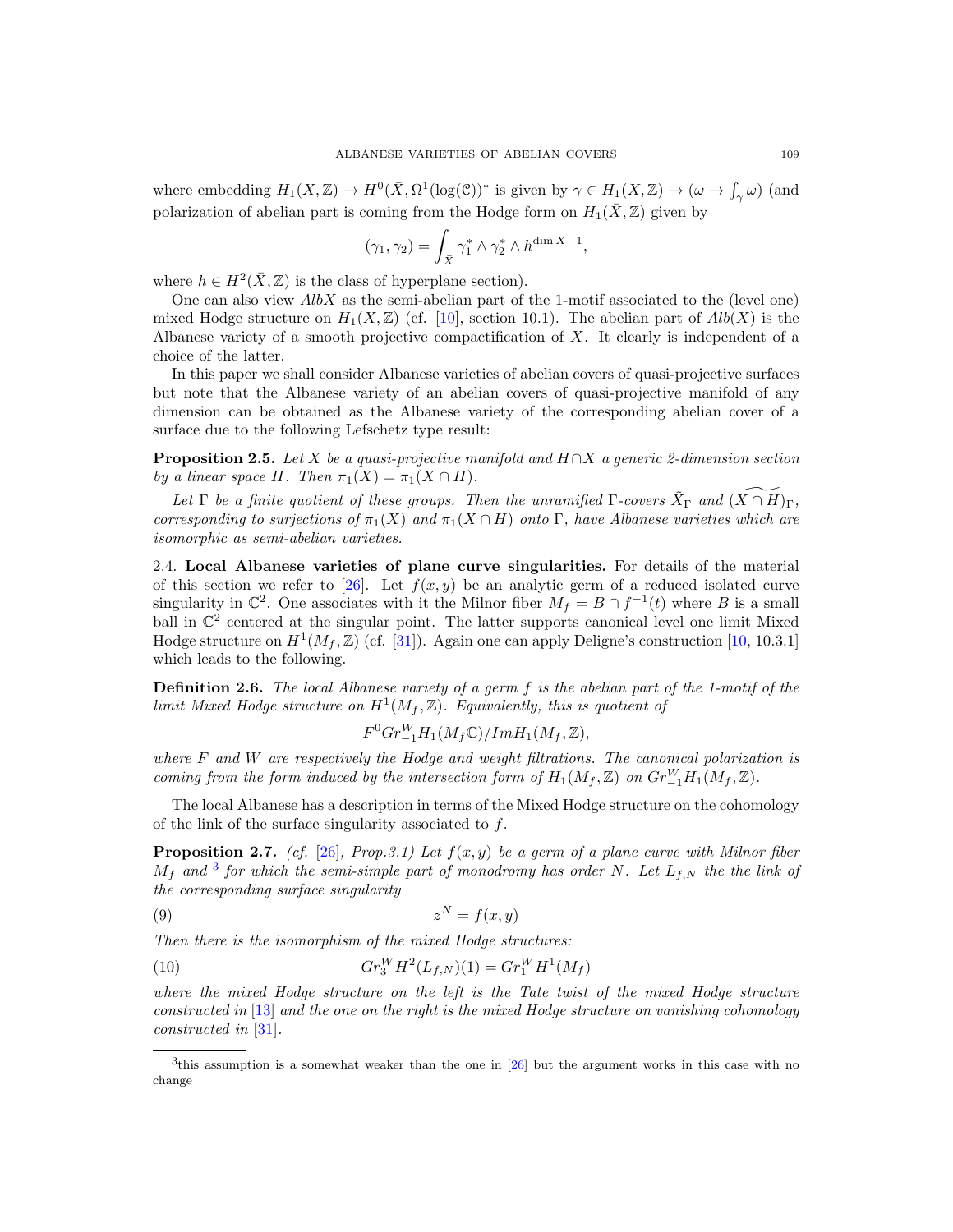where embedding $H_1(X,\mathbb{Z}) \to H^0(\bar{X},\Omega^1(\log(\mathcal{C}))^*$ is given by $\gamma \in H_1(X,\mathbb{Z}) \to (\omega \to \int_\gamma \omega)$ (and polarization of abelian part is coming from the Hodge form on $H_1(\bar{X},\mathbb{Z})$ given by

$$(\gamma_1,\gamma_2) = \int_{\bar{X}} \gamma_1^* \wedge \gamma_2^* \wedge h^{\dim X - 1},$$

where $h \in H^2(\bar{X},\mathbb{Z})$ is the class of hyperplane section).

One can also view $AlbX$ as the semi-abelian part of the 1-motif associated to the (level one) mixed Hodge structure on $H_1(X,\mathbb{Z})$ (cf. [10], section 10.1). The abelian part of $Alb(X)$ is the Albanese variety of a smooth projective compactification of $X$. It clearly is independent of a choice of the latter.

In this paper we shall consider Albanese varieties of abelian covers of quasi-projective surfaces but note that the Albanese variety of an abelian covers of quasi-projective manifold of any dimension can be obtained as the Albanese variety of the corresponding abelian cover of a surface due to the following Lefschetz type result:

**Proposition 2.5.** *Let $X$ be a quasi-projective manifold and $H \cap X$ a generic 2-dimension section by a linear space $H$. Then $\pi_1(X) = \pi_1(X \cap H)$.*

*Let $\Gamma$ be a finite quotient of these groups. Then the unramified $\Gamma$-covers $\tilde{X}_\Gamma$ and $(\widetilde{X \cap H})_\Gamma$, corresponding to surjections of $\pi_1(X)$ and $\pi_1(X \cap H)$ onto $\Gamma$, have Albanese varieties which are isomorphic as semi-abelian varieties.*

2.4. **Local Albanese varieties of plane curve singularities.** For details of the material of this section we refer to [26]. Let $f(x,y)$ be an analytic germ of a reduced isolated curve singularity in $\mathbb{C}^2$. One associates with it the Milnor fiber $M_f = B \cap f^{-1}(t)$ where $B$ is a small ball in $\mathbb{C}^2$ centered at the singular point. The latter supports canonical level one limit Mixed Hodge structure on $H^1(M_f,\mathbb{Z})$ (cf. [31]). Again one can apply Deligne's construction [10, 10.3.1] which leads to the following.

**Definition 2.6.** *The local Albanese variety of a germ $f$ is the abelian part of the 1-motif of the limit Mixed Hodge structure on $H^1(M_f,\mathbb{Z})$. Equivalently, this is quotient of*

$$F^0 Gr^W_{-1} H_1(M_f \mathbb{C})/Im H_1(M_f,\mathbb{Z}),$$

*where $F$ and $W$ are respectively the Hodge and weight filtrations. The canonical polarization is coming from the form induced by the intersection form of $H_1(M_f,\mathbb{Z})$ on $Gr^W_{-1} H_1(M_f,\mathbb{Z})$.*

The local Albanese has a description in terms of the Mixed Hodge structure on the cohomology of the link of the surface singularity associated to $f$.

**Proposition 2.7.** *(cf. [26], Prop.3.1) Let $f(x,y)$ be a germ of a plane curve with Milnor fiber $M_f$ and [3] for which the semi-simple part of monodromy has order $N$. Let $L_{f,N}$ the the link of the corresponding surface singularity*

$$z^N = f(x,y) \tag{9}$$

*Then there is the isomorphism of the mixed Hodge structures:*

$$Gr_3^W H^2(L_{f,N})(1) = Gr_1^W H^1(M_f) \tag{10}$$

*where the mixed Hodge structure on the left is the Tate twist of the mixed Hodge structure constructed in [13] and the one on the right is the mixed Hodge structure on vanishing cohomology constructed in [31].*

---

[3] this assumption is a somewhat weaker than the one in [26] but the argument works in this case with no change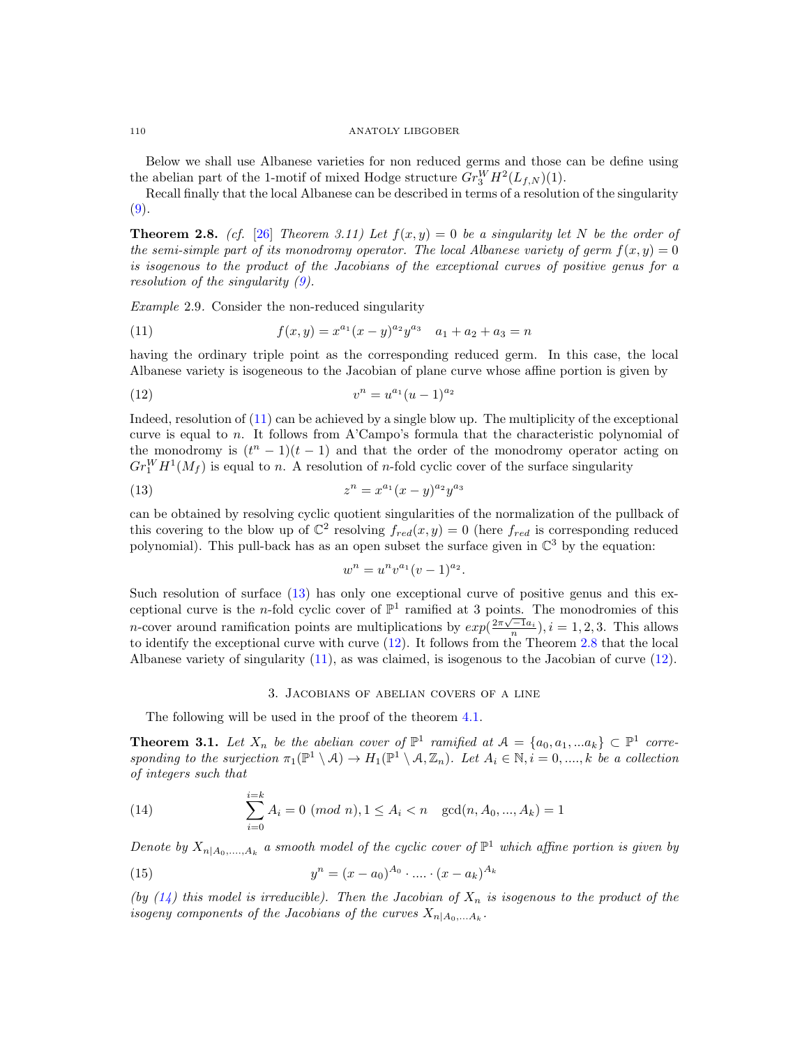Below we shall use Albanese varieties for non reduced germs and those can be define using the abelian part of the 1-motif of mixed Hodge structure $Gr_3^W H^2(L_{f,N})(1)$.

Recall finally that the local Albanese can be described in terms of a resolution of the singularity (9).

**Theorem 2.8.** *(cf. [26] Theorem 3.11) Let $f(x,y)=0$ be a singularity let $N$ be the order of the semi-simple part of its monodromy operator. The local Albanese variety of germ $f(x,y)=0$ is isogenous to the product of the Jacobians of the exceptional curves of positive genus for a resolution of the singularity (9).*

*Example* 2.9. Consider the non-reduced singularity

$$f(x,y) = x^{a_1}(x-y)^{a_2}y^{a_3} \quad a_1+a_2+a_3 = n \tag{11}$$

having the ordinary triple point as the corresponding reduced germ. In this case, the local Albanese variety is isogeneous to the Jacobian of plane curve whose affine portion is given by

$$v^n = u^{a_1}(u-1)^{a_2} \tag{12}$$

Indeed, resolution of (11) can be achieved by a single blow up. The multiplicity of the exceptional curve is equal to $n$. It follows from A'Campo's formula that the characteristic polynomial of the monodromy is $(t^n-1)(t-1)$ and that the order of the monodromy operator acting on $Gr_1^W H^1(M_f)$ is equal to $n$. A resolution of $n$-fold cyclic cover of the surface singularity

$$z^n = x^{a_1}(x-y)^{a_2}y^{a_3} \tag{13}$$

can be obtained by resolving cyclic quotient singularities of the normalization of the pullback of this covering to the blow up of $\mathbb{C}^2$ resolving $f_{red}(x,y)=0$ (here $f_{red}$ is corresponding reduced polynomial). This pull-back has as an open subset the surface given in $\mathbb{C}^3$ by the equation:

$$w^n = u^n v^{a_1}(v-1)^{a_2}.$$

Such resolution of surface (13) has only one exceptional curve of positive genus and this exceptional curve is the $n$-fold cyclic cover of $\mathbb{P}^1$ ramified at 3 points. The monodromies of this $n$-cover around ramification points are multiplications by $exp(\frac{2\pi\sqrt{-1}a_i}{n}), i=1,2,3$. This allows to identify the exceptional curve with curve (12). It follows from the Theorem 2.8 that the local Albanese variety of singularity (11), as was claimed, is isogenous to the Jacobian of curve (12).

## 3. Jacobians of abelian covers of a line

The following will be used in the proof of the theorem 4.1.

**Theorem 3.1.** *Let $X_n$ be the abelian cover of $\mathbb{P}^1$ ramified at $\mathcal{A} = \{a_0, a_1, ... a_k\} \subset \mathbb{P}^1$ corresponding to the surjection $\pi_1(\mathbb{P}^1 \setminus \mathcal{A}) \to H_1(\mathbb{P}^1 \setminus \mathcal{A}, \mathbb{Z}_n)$. Let $A_i \in \mathbb{N}, i=0,....,k$ be a collection of integers such that*

$$\sum_{i=0}^{i=k} A_i = 0 \ (mod\ n), 1 \le A_i < n \quad \gcd(n, A_0, ..., A_k) = 1 \tag{14}$$

*Denote by $X_{n|A_0,....,A_k}$ a smooth model of the cyclic cover of $\mathbb{P}^1$ which affine portion is given by*

$$y^n = (x-a_0)^{A_0} \cdot .... \cdot (x-a_k)^{A_k} \tag{15}$$

*(by (14) this model is irreducible). Then the Jacobian of $X_n$ is isogenous to the product of the isogeny components of the Jacobians of the curves $X_{n|A_0,...A_k}$.*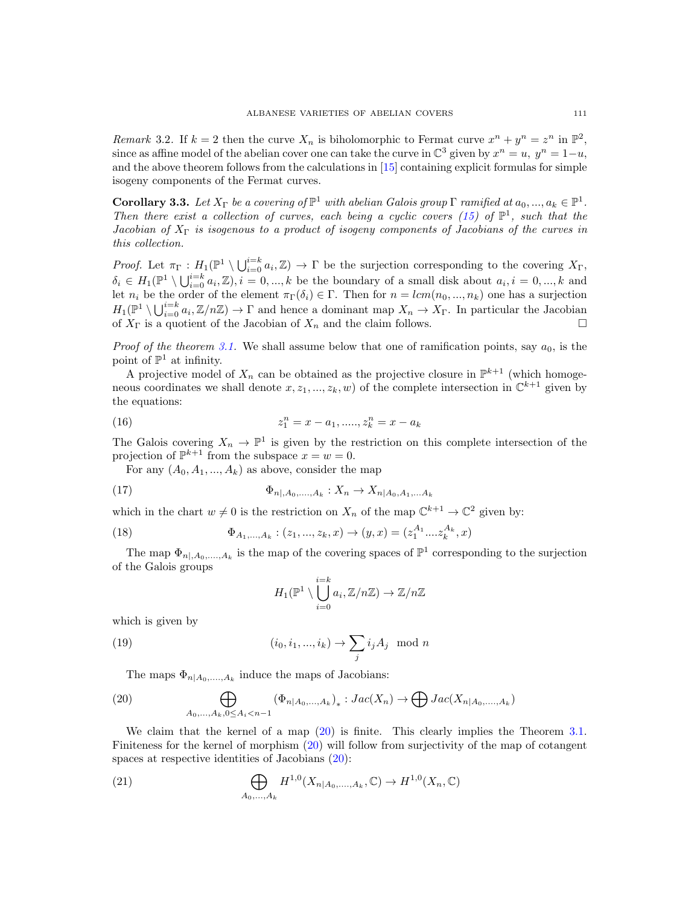*Remark* 3.2. If $k = 2$ then the curve $X_n$ is biholomorphic to Fermat curve $x^n + y^n = z^n$ in $\mathbb{P}^2$, since as affine model of the abelian cover one can take the curve in $\mathbb{C}^3$ given by $x^n = u,\ y^n = 1-u$, and the above theorem follows from the calculations in [15] containing explicit formulas for simple isogeny components of the Fermat curves.

**Corollary 3.3.** *Let $X_\Gamma$ be a covering of $\mathbb{P}^1$ with abelian Galois group $\Gamma$ ramified at $a_0, ..., a_k \in \mathbb{P}^1$. Then there exist a collection of curves, each being a cyclic covers (15) of $\mathbb{P}^1$, such that the Jacobian of $X_\Gamma$ is isogenous to a product of isogeny components of Jacobians of the curves in this collection.*

*Proof.* Let $\pi_\Gamma : H_1(\mathbb{P}^1 \setminus \bigcup_{i=0}^{i=k} a_i, \mathbb{Z}) \to \Gamma$ be the surjection corresponding to the covering $X_\Gamma$, $\delta_i \in H_1(\mathbb{P}^1 \setminus \bigcup_{i=0}^{i=k} a_i, \mathbb{Z}), i = 0, ..., k$ be the boundary of a small disk about $a_i, i = 0, ..., k$ and let $n_i$ be the order of the element $\pi_\Gamma(\delta_i) \in \Gamma$. Then for $n = lcm(n_0, ..., n_k)$ one has a surjection $H_1(\mathbb{P}^1 \setminus \bigcup_{i=0}^{i=k} a_i, \mathbb{Z}/n\mathbb{Z}) \to \Gamma$ and hence a dominant map $X_n \to X_\Gamma$. In particular the Jacobian of $X_\Gamma$ is a quotient of the Jacobian of $X_n$ and the claim follows. $\square$

*Proof of the theorem 3.1.* We shall assume below that one of ramification points, say $a_0$, is the point of $\mathbb{P}^1$ at infinity.

A projective model of $X_n$ can be obtained as the projective closure in $\mathbb{P}^{k+1}$ (which homogeneous coordinates we shall denote $x, z_1, ..., z_k, w$) of the complete intersection in $\mathbb{C}^{k+1}$ given by the equations:

$$z_1^n = x - a_1, ....., z_k^n = x - a_k \tag{16}$$

The Galois covering $X_n \to \mathbb{P}^1$ is given by the restriction on this complete intersection of the projection of $\mathbb{P}^{k+1}$ from the subspace $x = w = 0$.

For any $(A_0, A_1, ..., A_k)$ as above, consider the map

$$\Phi_{n|,A_0,....,A_k} : X_n \to X_{n|A_0,A_1,...A_k} \tag{17}$$

which in the chart $w \neq 0$ is the restriction on $X_n$ of the map $\mathbb{C}^{k+1} \to \mathbb{C}^2$ given by:

$$\Phi_{A_1,...,A_k} : (z_1, ..., z_k, x) \to (y, x) = (z_1^{A_1} ....z_k^{A_k}, x) \tag{18}$$

The map $\Phi_{n|,A_0,....,A_k}$ is the map of the covering spaces of $\mathbb{P}^1$ corresponding to the surjection of the Galois groups

$$H_1(\mathbb{P}^1 \setminus \bigcup_{i=0}^{i=k} a_i, \mathbb{Z}/n\mathbb{Z}) \to \mathbb{Z}/n\mathbb{Z}$$

which is given by

$$(i_0, i_1, ..., i_k) \to \sum_j i_j A_j \mod n \tag{19}$$

The maps $\Phi_{n|A_0,....,A_k}$ induce the maps of Jacobians:

$$\bigoplus_{A_0,...,A_k, 0 \leq A_i < n-1} (\Phi_{n|A_0,...,A_k})_* : Jac(X_n) \to \bigoplus Jac(X_{n|A_0,....,A_k}) \tag{20}$$

We claim that the kernel of a map (20) is finite. This clearly implies the Theorem 3.1. Finiteness for the kernel of morphism (20) will follow from surjectivity of the map of cotangent spaces at respective identities of Jacobians (20):

$$\bigoplus_{A_0,...,A_k} H^{1,0}(X_{n|A_0,....,A_k}, \mathbb{C}) \to H^{1,0}(X_n, \mathbb{C}) \tag{21}$$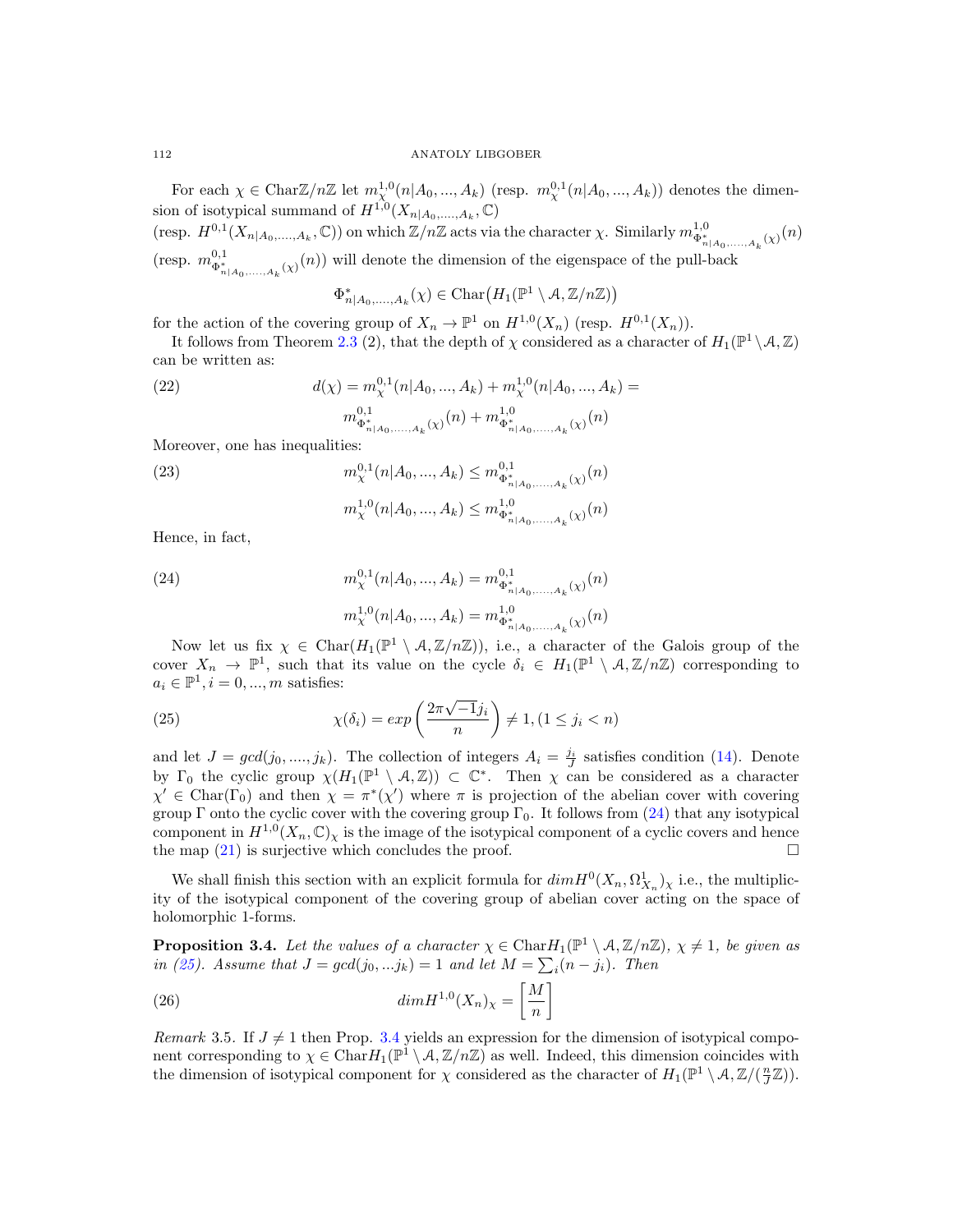For each $\chi \in \text{Char}\mathbb{Z}/n\mathbb{Z}$ let $m_\chi^{1,0}(n|A_0, ..., A_k)$ (resp. $m_\chi^{0,1}(n|A_0, ..., A_k)$) denotes the dimension of isotypical summand of $H^{1,0}(X_{n|A_0,....,A_k}, \mathbb{C})$ (resp. $H^{0,1}(X_{n|A_0,....,A_k}, \mathbb{C})$) on which $\mathbb{Z}/n\mathbb{Z}$ acts via the character $\chi$. Similarly $m^{1,0}_{\Phi^*_{n|A_0,....,A_k}(\chi)}(n)$ (resp. $m^{0,1}_{\Phi^*_{n|A_0,....,A_k}(\chi)}(n)$) will denote the dimension of the eigenspace of the pull-back

$$\Phi^*_{n|A_0,....,A_k}(\chi) \in \text{Char}\big(H_1(\mathbb{P}^1 \setminus \mathcal{A}, \mathbb{Z}/n\mathbb{Z})\big)$$

for the action of the covering group of $X_n \to \mathbb{P}^1$ on $H^{1,0}(X_n)$ (resp. $H^{0,1}(X_n)$).

It follows from Theorem 2.3 (2), that the depth of $\chi$ considered as a character of $H_1(\mathbb{P}^1 \setminus \mathcal{A}, \mathbb{Z})$ can be written as:

$$d(\chi) = m_\chi^{0,1}(n|A_0, ..., A_k) + m_\chi^{1,0}(n|A_0, ..., A_k) = m^{0,1}_{\Phi^*_{n|A_0,....,A_k}(\chi)}(n) + m^{1,0}_{\Phi^*_{n|A_0,....,A_k}(\chi)}(n) \tag{22}$$

Moreover, one has inequalities:

$$\begin{aligned} m_\chi^{0,1}(n|A_0, ..., A_k) &\leq m^{0,1}_{\Phi^*_{n|A_0,....,A_k}(\chi)}(n) \\ m_\chi^{1,0}(n|A_0, ..., A_k) &\leq m^{1,0}_{\Phi^*_{n|A_0,....,A_k}(\chi)}(n) \end{aligned} \tag{23}$$

Hence, in fact,

$$\begin{aligned} m_\chi^{0,1}(n|A_0, ..., A_k) &= m^{0,1}_{\Phi^*_{n|A_0,....,A_k}(\chi)}(n) \\ m_\chi^{1,0}(n|A_0, ..., A_k) &= m^{1,0}_{\Phi^*_{n|A_0,....,A_k}(\chi)}(n) \end{aligned} \tag{24}$$

Now let us fix $\chi \in \text{Char}(H_1(\mathbb{P}^1 \setminus \mathcal{A}, \mathbb{Z}/n\mathbb{Z}))$, i.e., a character of the Galois group of the cover $X_n \to \mathbb{P}^1$, such that its value on the cycle $\delta_i \in H_1(\mathbb{P}^1 \setminus \mathcal{A}, \mathbb{Z}/n\mathbb{Z})$ corresponding to $a_i \in \mathbb{P}^1, i = 0, ..., m$ satisfies:

$$\chi(\delta_i) = exp\left(\frac{2\pi\sqrt{-1}j_i}{n}\right) \neq 1, (1 \leq j_i < n) \tag{25}$$

and let $J = gcd(j_0, ...., j_k)$. The collection of integers $A_i = \frac{j_i}{J}$ satisfies condition (14). Denote by $\Gamma_0$ the cyclic group $\chi(H_1(\mathbb{P}^1 \setminus \mathcal{A}, \mathbb{Z})) \subset \mathbb{C}^*$. Then $\chi$ can be considered as a character $\chi' \in \text{Char}(\Gamma_0)$ and then $\chi = \pi^*(\chi')$ where $\pi$ is projection of the abelian cover with covering group $\Gamma$ onto the cyclic cover with the covering group $\Gamma_0$. It follows from (24) that any isotypical component in $H^{1,0}(X_n, \mathbb{C})_\chi$ is the image of the isotypical component of a cyclic covers and hence the map (21) is surjective which concludes the proof. $\square$

We shall finish this section with an explicit formula for $dim H^0(X_n, \Omega^1_{X_n})_\chi$ i.e., the multiplicity of the isotypical component of the covering group of abelian cover acting on the space of holomorphic 1-forms.

**Proposition 3.4.** *Let the values of a character $\chi \in \text{Char}H_1(\mathbb{P}^1 \setminus \mathcal{A}, \mathbb{Z}/n\mathbb{Z})$, $\chi \neq 1$, be given as in (25). Assume that $J = gcd(j_0, ...j_k) = 1$ and let $M = \sum_i (n - j_i)$. Then*

$$dim H^{1,0}(X_n)_\chi = \left[\frac{M}{n}\right] \tag{26}$$

*Remark* 3.5. If $J \neq 1$ then Prop. 3.4 yields an expression for the dimension of isotypical component corresponding to $\chi \in \text{Char}H_1(\mathbb{P}^1 \setminus \mathcal{A}, \mathbb{Z}/n\mathbb{Z})$ as well. Indeed, this dimension coincides with the dimension of isotypical component for $\chi$ considered as the character of $H_1(\mathbb{P}^1 \setminus \mathcal{A}, \mathbb{Z}/(\frac{n}{J}\mathbb{Z}))$.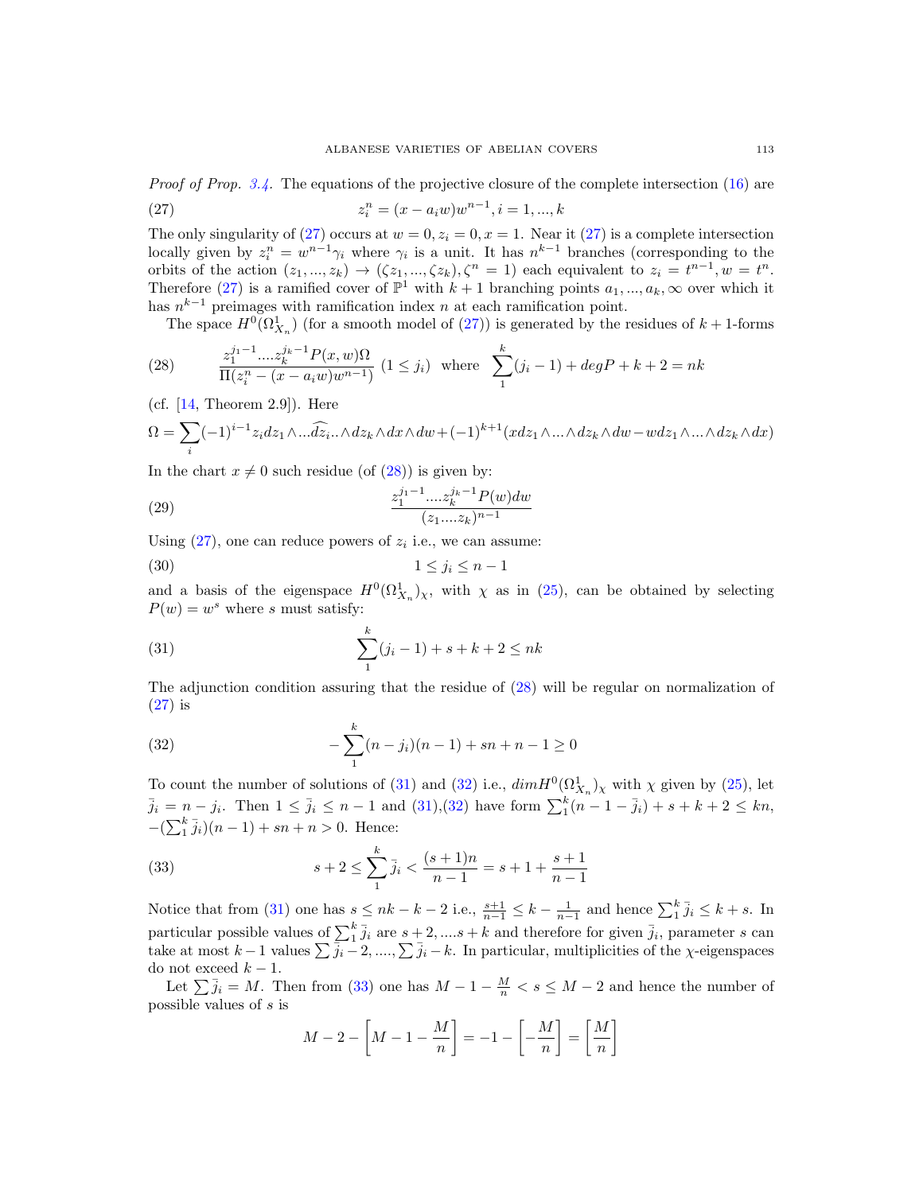*Proof of Prop. 3.4.* The equations of the projective closure of the complete intersection (16) are

$$z_i^n = (x - a_i w) w^{n-1}, i = 1, ..., k \tag{27}$$

The only singularity of (27) occurs at $w = 0, z_i = 0, x = 1$. Near it (27) is a complete intersection locally given by $z_i^n = w^{n-1}\gamma_i$ where $\gamma_i$ is a unit. It has $n^{k-1}$ branches (corresponding to the orbits of the action $(z_1, ..., z_k) \to (\zeta z_1, ..., \zeta z_k), \zeta^n = 1$) each equivalent to $z_i = t^{n-1}, w = t^n$. Therefore (27) is a ramified cover of $\mathbb{P}^1$ with $k+1$ branching points $a_1, ..., a_k, \infty$ over which it has $n^{k-1}$ preimages with ramification index $n$ at each ramification point.

The space $H^0(\Omega^1_{X_n})$ (for a smooth model of (27)) is generated by the residues of $k+1$-forms

$$\frac{z_1^{j_1 - 1} .... z_k^{j_k - 1} P(x, w)\Omega}{\Pi(z_i^n - (x - a_i w) w^{n-1})} \ (1 \le j_i) \ \text{ where } \ \sum_1^k (j_i - 1) + deg P + k + 2 = nk \tag{28}$$

(cf. [14, Theorem 2.9]). Here

$$\Omega = \sum_i (-1)^{i-1} z_i dz_1 \wedge ... \widehat{dz_i} .. \wedge dz_k \wedge dx \wedge dw + (-1)^{k+1}(x dz_1 \wedge ... \wedge dz_k \wedge dw - w dz_1 \wedge ... \wedge dz_k \wedge dx)$$

In the chart $x \ne 0$ such residue (of (28)) is given by:

$$\frac{z_1^{j_1 - 1} .... z_k^{j_k - 1} P(w) dw}{(z_1 .... z_k)^{n-1}} \tag{29}$$

Using (27), one can reduce powers of $z_i$ i.e., we can assume:

$$1 \le j_i \le n - 1 \tag{30}$$

and a basis of the eigenspace $H^0(\Omega^1_{X_n})_\chi$, with $\chi$ as in (25), can be obtained by selecting $P(w) = w^s$ where $s$ must satisfy:

$$\sum_1^k (j_i - 1) + s + k + 2 \le nk \tag{31}$$

The adjunction condition assuring that the residue of (28) will be regular on normalization of (27) is

$$-\sum_1^k (n - j_i)(n - 1) + sn + n - 1 \ge 0 \tag{32}$$

To count the number of solutions of (31) and (32) i.e., $dim H^0(\Omega^1_{X_n})_\chi$ with $\chi$ given by (25), let $\bar{j}_i = n - j_i$. Then $1 \le \bar{j}_i \le n - 1$ and (31),(32) have form $\sum_1^k (n - 1 - \bar{j}_i) + s + k + 2 \le kn$, $-(\sum_1^k \bar{j}_i)(n-1) + sn + n > 0$. Hence:

$$s + 2 \le \sum_1^k \bar{j}_i < \frac{(s+1)n}{n-1} = s + 1 + \frac{s+1}{n-1} \tag{33}$$

Notice that from (31) one has $s \le nk - k - 2$ i.e., $\frac{s+1}{n-1} \le k - \frac{1}{n-1}$ and hence $\sum_1^k \bar{j}_i \le k + s$. In particular possible values of $\sum_1^k \bar{j}_i$ are $s+2, ....s+k$ and therefore for given $\bar{j}_i$, parameter $s$ can take at most $k-1$ values $\sum \bar{j}_i - 2, ...., \sum \bar{j}_i - k$. In particular, multiplicities of the $\chi$-eigenspaces do not exceed $k - 1$.

Let $\sum \bar{j}_i = M$. Then from (33) one has $M - 1 - \frac{M}{n} < s \le M - 2$ and hence the number of possible values of $s$ is

$$M - 2 - \left[M - 1 - \frac{M}{n}\right] = -1 - \left[-\frac{M}{n}\right] = \left[\frac{M}{n}\right]$$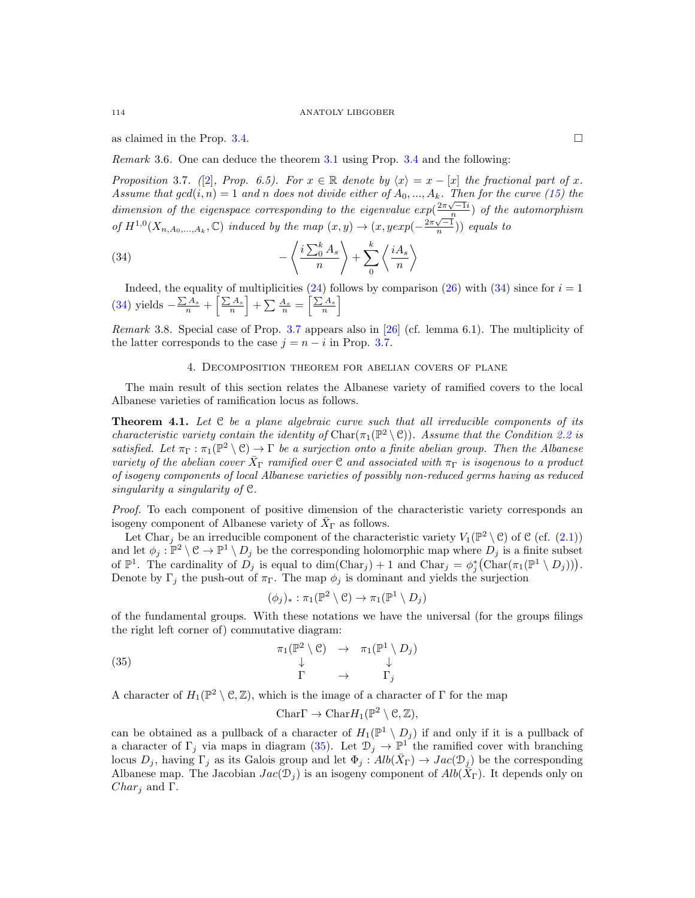as claimed in the Prop. 3.4. $\square$

*Remark* 3.6. One can deduce the theorem 3.1 using Prop. 3.4 and the following:

*Proposition* 3.7. *([2], Prop. 6.5). For $x \in \mathbb{R}$ denote by $\langle x \rangle = x - [x]$ the fractional part of $x$. Assume that $gcd(i,n) = 1$ and $n$ does not divide either of $A_0, ..., A_k$. Then for the curve (15) the dimension of the eigenspace corresponding to the eigenvalue $exp(\frac{2\pi\sqrt{-1}i}{n})$ of the automorphism of $H^{1,0}(X_{n,A_0,...,A_k}, \mathbb{C})$ induced by the map $(x,y) \to (x, yexp(-\frac{2\pi\sqrt{-1}}{n}))$ equals to*

$$-\left\langle \frac{i\sum_0^k A_s}{n} \right\rangle + \sum_0^k \left\langle \frac{iA_s}{n} \right\rangle \tag{34}$$

Indeed, the equality of multiplicities (24) follows by comparison (26) with (34) since for $i = 1$ (34) yields $-\frac{\sum A_s}{n} + \left[\frac{\sum A_s}{n}\right] + \sum \frac{A_s}{n} = \left[\frac{\sum A_s}{n}\right]$

*Remark* 3.8. Special case of Prop. 3.7 appears also in [26] (cf. lemma 6.1). The multiplicity of the latter corresponds to the case $j = n - i$ in Prop. 3.7.

## 4. Decomposition theorem for abelian covers of plane

The main result of this section relates the Albanese variety of ramified covers to the local Albanese varieties of ramification locus as follows.

**Theorem 4.1.** *Let $\mathcal{C}$ be a plane algebraic curve such that all irreducible components of its characteristic variety contain the identity of $\mathrm{Char}(\pi_1(\mathbb{P}^2 \setminus \mathcal{C}))$. Assume that the Condition 2.2 is satisfied. Let $\pi_\Gamma : \pi_1(\mathbb{P}^2 \setminus \mathcal{C}) \to \Gamma$ be a surjection onto a finite abelian group. Then the Albanese variety of the abelian cover $\bar{X}_\Gamma$ ramified over $\mathcal{C}$ and associated with $\pi_\Gamma$ is isogenous to a product of isogeny components of local Albanese varieties of possibly non-reduced germs having as reduced singularity a singularity of $\mathcal{C}$.*

*Proof.* To each component of positive dimension of the characteristic variety corresponds an isogeny component of Albanese variety of $\bar{X}_\Gamma$ as follows.

Let $\mathrm{Char}_j$ be an irreducible component of the characteristic variety $V_1(\mathbb{P}^2 \setminus \mathcal{C})$ of $\mathcal{C}$ (cf. (2.1)) and let $\phi_j : \mathbb{P}^2 \setminus \mathcal{C} \to \mathbb{P}^1 \setminus D_j$ be the corresponding holomorphic map where $D_j$ is a finite subset of $\mathbb{P}^1$. The cardinality of $D_j$ is equal to $\dim(\mathrm{Char}_j) + 1$ and $\mathrm{Char}_j = \phi_j^*\big(\mathrm{Char}(\pi_1(\mathbb{P}^1 \setminus D_j))\big)$. Denote by $\Gamma_j$ the push-out of $\pi_\Gamma$. The map $\phi_j$ is dominant and yields the surjection

$$(\phi_j)_* : \pi_1(\mathbb{P}^2 \setminus \mathcal{C}) \to \pi_1(\mathbb{P}^1 \setminus D_j)$$

of the fundamental groups. With these notations we have the universal (for the groups filings the right left corner of) commutative diagram:

$$\begin{array}{ccc} \pi_1(\mathbb{P}^2 \setminus \mathcal{C}) & \to & \pi_1(\mathbb{P}^1 \setminus D_j) \\ \downarrow & & \downarrow \\ \Gamma & \to & \Gamma_j \end{array} \tag{35}$$

A character of $H_1(\mathbb{P}^2 \setminus \mathcal{C}, \mathbb{Z})$, which is the image of a character of $\Gamma$ for the map

$$\mathrm{Char}\Gamma \to \mathrm{Char}H_1(\mathbb{P}^2 \setminus \mathcal{C}, \mathbb{Z}),$$

can be obtained as a pullback of a character of $H_1(\mathbb{P}^1 \setminus D_j)$ if and only if it is a pullback of a character of $\Gamma_j$ via maps in diagram (35). Let $\mathcal{D}_j \to \mathbb{P}^1$ the ramified cover with branching locus $D_j$, having $\Gamma_j$ as its Galois group and let $\Phi_j : Alb(\bar{X}_\Gamma) \to Jac(\mathcal{D}_j)$ be the corresponding Albanese map. The Jacobian $Jac(\mathcal{D}_j)$ is an isogeny component of $Alb(\bar{X}_\Gamma)$. It depends only on $Char_j$ and $\Gamma$.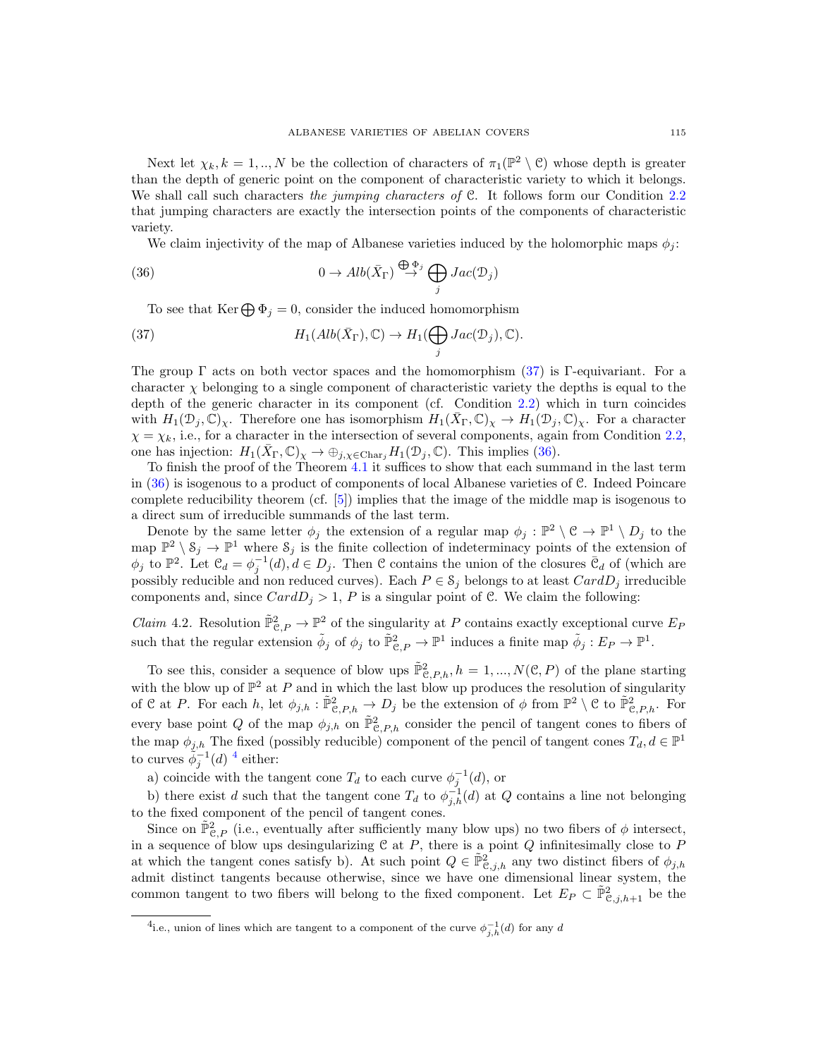Next let $\chi_k, k = 1, .., N$ be the collection of characters of $\pi_1(\mathbb{P}^2 \setminus \mathcal{C})$ whose depth is greater than the depth of generic point on the component of characteristic variety to which it belongs. We shall call such characters *the jumping characters of* $\mathcal{C}$. It follows form our Condition 2.2 that jumping characters are exactly the intersection points of the components of characteristic variety.

We claim injectivity of the map of Albanese varieties induced by the holomorphic maps $\phi_j$:

$$0 \to Alb(\bar{X}_\Gamma) \stackrel{\bigoplus \Phi_j}{\to} \bigoplus_j Jac(\mathcal{D}_j) \tag{36}$$

To see that $\operatorname{Ker} \bigoplus \Phi_j = 0$, consider the induced homomorphism

$$H_1(Alb(\bar{X}_\Gamma), \mathbb{C}) \to H_1(\bigoplus_j Jac(\mathcal{D}_j), \mathbb{C}). \tag{37}$$

The group $\Gamma$ acts on both vector spaces and the homomorphism (37) is $\Gamma$-equivariant. For a character $\chi$ belonging to a single component of characteristic variety the depths is equal to the depth of the generic character in its component (cf. Condition 2.2) which in turn coincides with $H_1(\mathcal{D}_j, \mathbb{C})_\chi$. Therefore one has isomorphism $H_1(\bar{X}_\Gamma, \mathbb{C})_\chi \to H_1(\mathcal{D}_j, \mathbb{C})_\chi$. For a character $\chi = \chi_k$, i.e., for a character in the intersection of several components, again from Condition 2.2, one has injection: $H_1(\bar{X}_\Gamma, \mathbb{C})_\chi \to \oplus_{j, \chi \in \mathrm{Char}_j} H_1(\mathcal{D}_j, \mathbb{C})$. This implies (36).

To finish the proof of the Theorem 4.1 it suffices to show that each summand in the last term in (36) is isogenous to a product of components of local Albanese varieties of $\mathcal{C}$. Indeed Poincare complete reducibility theorem (cf. [5]) implies that the image of the middle map is isogenous to a direct sum of irreducible summands of the last term.

Denote by the same letter $\phi_j$ the extension of a regular map $\phi_j : \mathbb{P}^2 \setminus \mathcal{C} \to \mathbb{P}^1 \setminus D_j$ to the map $\mathbb{P}^2 \setminus \mathcal{S}_j \to \mathbb{P}^1$ where $\mathcal{S}_j$ is the finite collection of indeterminacy points of the extension of $\phi_j$ to $\mathbb{P}^2$. Let $\mathcal{C}_d = \phi_j^{-1}(d), d \in D_j$. Then $\mathcal{C}$ contains the union of the closures $\bar{\mathcal{C}}_d$ of (which are possibly reducible and non reduced curves). Each $P \in \mathcal{S}_j$ belongs to at least $Card D_j$ irreducible components and, since $Card D_j > 1$, $P$ is a singular point of $\mathcal{C}$. We claim the following:

*Claim* 4.2. Resolution $\tilde{\mathbb{P}}^2_{\mathcal{C},P} \to \mathbb{P}^2$ of the singularity at $P$ contains exactly exceptional curve $E_P$ such that the regular extension $\tilde{\phi}_j$ of $\phi_j$ to $\tilde{\mathbb{P}}^2_{\mathcal{C},P} \to \mathbb{P}^1$ induces a finite map $\tilde{\phi}_j : E_P \to \mathbb{P}^1$.

To see this, consider a sequence of blow ups $\tilde{\mathbb{P}}^2_{\mathcal{C},P,h}, h = 1, ..., N(\mathcal{C}, P)$ of the plane starting with the blow up of $\mathbb{P}^2$ at $P$ and in which the last blow up produces the resolution of singularity of $\mathcal{C}$ at $P$. For each $h$, let $\phi_{j,h} : \tilde{\mathbb{P}}^2_{\mathcal{C},P,h} \to D_j$ be the extension of $\phi$ from $\mathbb{P}^2 \setminus \mathcal{C}$ to $\tilde{\mathbb{P}}^2_{\mathcal{C},P,h}$. For every base point $Q$ of the map $\phi_{j,h}$ on $\tilde{\mathbb{P}}^2_{\mathcal{C},P,h}$ consider the pencil of tangent cones to fibers of the map $\phi_{j,h}$ The fixed (possibly reducible) component of the pencil of tangent cones $T_d, d \in \mathbb{P}^1$ to curves $\phi_j^{-1}(d)$ [4] either:

a) coincide with the tangent cone $T_d$ to each curve $\phi_j^{-1}(d)$, or

b) there exist $d$ such that the tangent cone $T_d$ to $\phi_{j,h}^{-1}(d)$ at $Q$ contains a line not belonging to the fixed component of the pencil of tangent cones.

Since on $\tilde{\mathbb{P}}^2_{\mathcal{C},P}$ (i.e., eventually after sufficiently many blow ups) no two fibers of $\phi$ intersect, in a sequence of blow ups desingularizing $\mathcal{C}$ at $P$, there is a point $Q$ infinitesimally close to $P$ at which the tangent cones satisfy b). At such point $Q \in \tilde{\mathbb{P}}^2_{\mathcal{C},j,h}$ any two distinct fibers of $\phi_{j,h}$ admit distinct tangents because otherwise, since we have one dimensional linear system, the common tangent to two fibers will belong to the fixed component. Let $E_P \subset \tilde{\mathbb{P}}^2_{\mathcal{C},j,h+1}$ be the

[4] i.e., union of lines which are tangent to a component of the curve $\phi_{j,h}^{-1}(d)$ for any $d$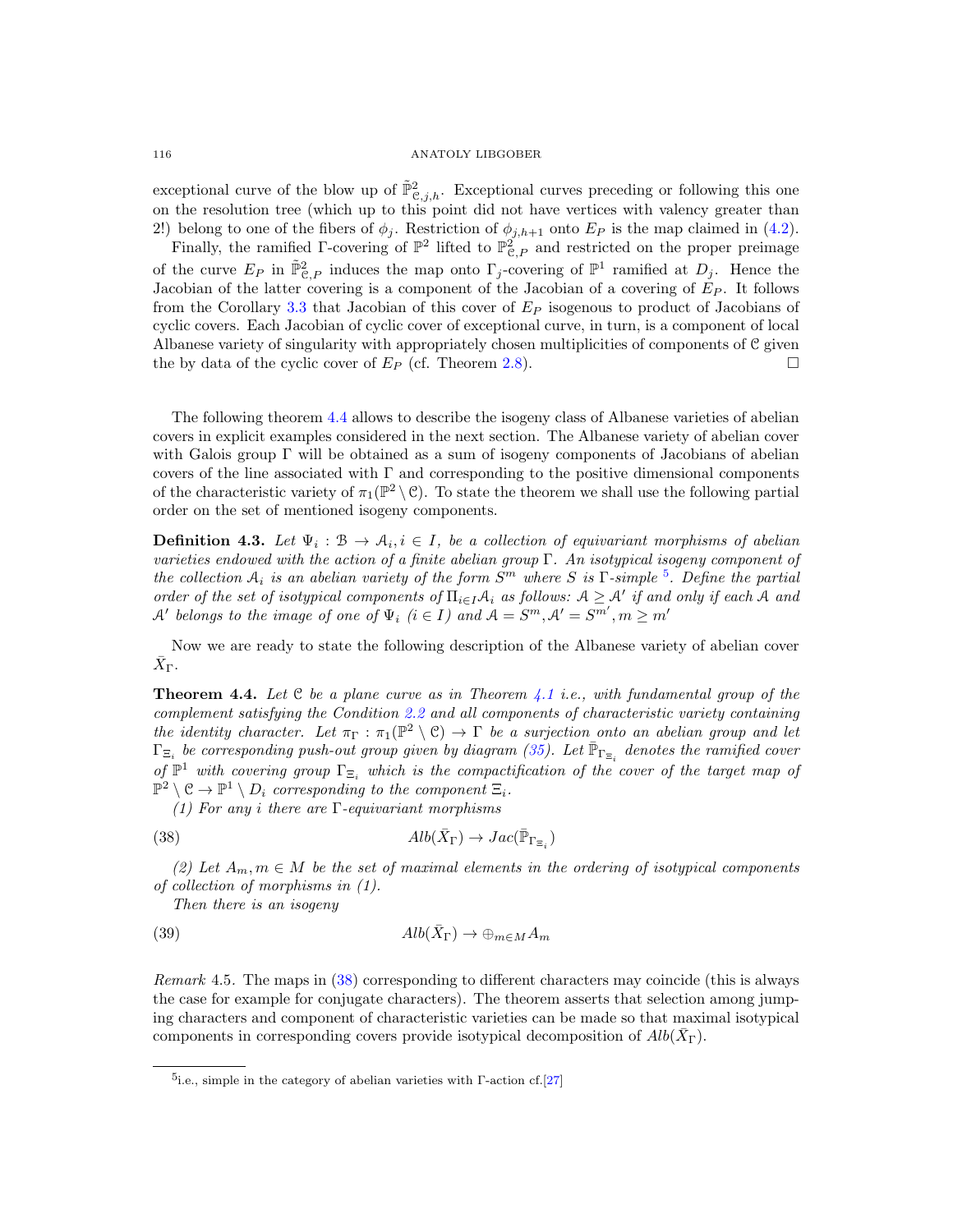exceptional curve of the blow up of $\tilde{\mathbb{P}}^2_{\mathcal{C},j,h}$. Exceptional curves preceding or following this one on the resolution tree (which up to this point did not have vertices with valency greater than 2!) belong to one of the fibers of $\phi_j$. Restriction of $\phi_{j,h+1}$ onto $E_P$ is the map claimed in (4.2).

Finally, the ramified $\Gamma$-covering of $\mathbb{P}^2$ lifted to $\mathbb{P}^2_{\mathcal{C},P}$ and restricted on the proper preimage of the curve $E_P$ in $\tilde{\mathbb{P}}^2_{\mathcal{C},P}$ induces the map onto $\Gamma_j$-covering of $\mathbb{P}^1$ ramified at $D_j$. Hence the Jacobian of the latter covering is a component of the Jacobian of a covering of $E_P$. It follows from the Corollary 3.3 that Jacobian of this cover of $E_P$ isogenous to product of Jacobians of cyclic covers. Each Jacobian of cyclic cover of exceptional curve, in turn, is a component of local Albanese variety of singularity with appropriately chosen multiplicities of components of $\mathcal{C}$ given the by data of the cyclic cover of $E_P$ (cf. Theorem 2.8). □

The following theorem 4.4 allows to describe the isogeny class of Albanese varieties of abelian covers in explicit examples considered in the next section. The Albanese variety of abelian cover with Galois group $\Gamma$ will be obtained as a sum of isogeny components of Jacobians of abelian covers of the line associated with $\Gamma$ and corresponding to the positive dimensional components of the characteristic variety of $\pi_1(\mathbb{P}^2 \setminus \mathcal{C})$. To state the theorem we shall use the following partial order on the set of mentioned isogeny components.

**Definition 4.3.** *Let $\Psi_i : \mathcal{B} \to \mathcal{A}_i, i \in I$, be a collection of equivariant morphisms of abelian varieties endowed with the action of a finite abelian group $\Gamma$. An isotypical isogeny component of the collection $\mathcal{A}_i$ is an abelian variety of the form $S^m$ where $S$ is $\Gamma$-simple [5]. Define the partial order of the set of isotypical components of $\Pi_{i\in I}\mathcal{A}_i$ as follows: $\mathcal{A} \geq \mathcal{A}'$ if and only if each $\mathcal{A}$ and $\mathcal{A}'$ belongs to the image of one of $\Psi_i$ $(i \in I)$ and $\mathcal{A} = S^m, \mathcal{A}' = S^{m'}, m \geq m'$*

Now we are ready to state the following description of the Albanese variety of abelian cover $\bar{X}_\Gamma$.

**Theorem 4.4.** *Let $\mathcal{C}$ be a plane curve as in Theorem 4.1 i.e., with fundamental group of the complement satisfying the Condition 2.2 and all components of characteristic variety containing the identity character. Let $\pi_\Gamma : \pi_1(\mathbb{P}^2 \setminus \mathcal{C}) \to \Gamma$ be a surjection onto an abelian group and let $\Gamma_{\Xi_i}$ be corresponding push-out group given by diagram (35). Let $\bar{\mathbb{P}}_{\Gamma_{\Xi_i}}$ denotes the ramified cover of $\mathbb{P}^1$ with covering group $\Gamma_{\Xi_i}$ which is the compactification of the cover of the target map of $\mathbb{P}^2 \setminus \mathcal{C} \to \mathbb{P}^1 \setminus D_i$ corresponding to the component $\Xi_i$.*

*(1) For any $i$ there are $\Gamma$-equivariant morphisms*

$$Alb(\bar{X}_\Gamma) \to Jac(\bar{\mathbb{P}}_{\Gamma_{\Xi_i}}) \tag{38}$$

*(2) Let $A_m, m \in M$ be the set of maximal elements in the ordering of isotypical components of collection of morphisms in (1).*

*Then there is an isogeny*

$$Alb(\bar{X}_\Gamma) \to \oplus_{m\in M} A_m \tag{39}$$

*Remark* 4.5. The maps in (38) corresponding to different characters may coincide (this is always the case for example for conjugate characters). The theorem asserts that selection among jumping characters and component of characteristic varieties can be made so that maximal isotypical components in corresponding covers provide isotypical decomposition of $Alb(\bar{X}_\Gamma)$.

[5] i.e., simple in the category of abelian varieties with $\Gamma$-action cf.[27]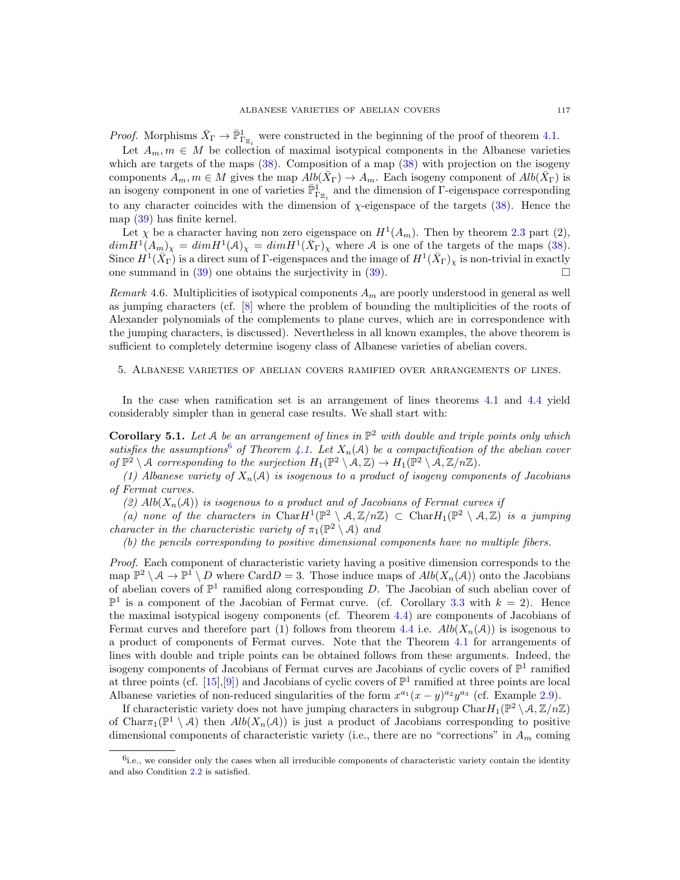*Proof.* Morphisms $\bar{X}_\Gamma \to \bar{\mathbb{P}}^1_{\Gamma_{\Xi_i}}$ were constructed in the beginning of the proof of theorem 4.1.

Let $A_m, m \in M$ be collection of maximal isotypical components in the Albanese varieties which are targets of the maps (38). Composition of a map (38) with projection on the isogeny components $A_m, m \in M$ gives the map $Alb(\bar{X}_\Gamma) \to A_m$. Each isogeny component of $Alb(\bar{X}_\Gamma)$ is an isogeny component in one of varieties $\bar{\mathbb{P}}^1_{\Gamma_{\Xi_i}}$ and the dimension of $\Gamma$-eigenspace corresponding to any character coincides with the dimension of $\chi$-eigenspace of the targets (38). Hence the map (39) has finite kernel.

Let $\chi$ be a character having non zero eigenspace on $H^1(A_m)$. Then by theorem 2.3 part (2), $dim H^1(A_m)_\chi = dim H^1(\mathcal{A})_\chi = dim H^1(\bar{X}_\Gamma)_\chi$ where $\mathcal{A}$ is one of the targets of the maps (38). Since $H^1(\bar{X}_\Gamma)$ is a direct sum of $\Gamma$-eigenspaces and the image of $H^1(\bar{X}_\Gamma)_\chi$ is non-trivial in exactly one summand in (39) one obtains the surjectivity in (39). $\square$

*Remark* 4.6. Multiplicities of isotypical components $A_m$ are poorly understood in general as well as jumping characters (cf. [8] where the problem of bounding the multiplicities of the roots of Alexander polynomials of the complements to plane curves, which are in correspondence with the jumping characters, is discussed). Nevertheless in all known examples, the above theorem is sufficient to completely determine isogeny class of Albanese varieties of abelian covers.

## 5. Albanese varieties of abelian covers ramified over arrangements of lines.

In the case when ramification set is an arrangement of lines theorems 4.1 and 4.4 yield considerably simpler than in general case results. We shall start with:

**Corollary 5.1.** *Let $\mathcal{A}$ be an arrangement of lines in $\mathbb{P}^2$ with double and triple points only which satisfies the assumptions*[6] *of Theorem 4.1. Let $X_n(\mathcal{A})$ be a compactification of the abelian cover of $\mathbb{P}^2 \setminus \mathcal{A}$ corresponding to the surjection $H_1(\mathbb{P}^2 \setminus \mathcal{A}, \mathbb{Z}) \to H_1(\mathbb{P}^2 \setminus \mathcal{A}, \mathbb{Z}/n\mathbb{Z})$.*

*(1) Albanese variety of $X_n(\mathcal{A})$ is isogenous to a product of isogeny components of Jacobians of Fermat curves.*

*(2) $Alb(X_n(\mathcal{A}))$ is isogenous to a product and of Jacobians of Fermat curves if*

*(a) none of the characters in $\mathrm{Char} H^1(\mathbb{P}^2 \setminus \mathcal{A}, \mathbb{Z}/n\mathbb{Z}) \subset \mathrm{Char} H_1(\mathbb{P}^2 \setminus \mathcal{A}, \mathbb{Z})$ is a jumping character in the characteristic variety of $\pi_1(\mathbb{P}^2 \setminus \mathcal{A})$ and*

*(b) the pencils corresponding to positive dimensional components have no multiple fibers.*

*Proof.* Each component of characteristic variety having a positive dimension corresponds to the map $\mathbb{P}^2 \setminus \mathcal{A} \to \mathbb{P}^1 \setminus D$ where $\mathrm{Card} D = 3$. Those induce maps of $Alb(X_n(\mathcal{A}))$ onto the Jacobians of abelian covers of $\mathbb{P}^1$ ramified along corresponding $D$. The Jacobian of such abelian cover of $\mathbb{P}^1$ is a component of the Jacobian of Fermat curve. (cf. Corollary 3.3 with $k = 2$). Hence the maximal isotypical isogeny components (cf. Theorem 4.4) are components of Jacobians of Fermat curves and therefore part (1) follows from theorem 4.4 i.e. $Alb(X_n(\mathcal{A}))$ is isogenous to a product of components of Fermat curves. Note that the Theorem 4.1 for arrangements of lines with double and triple points can be obtained follows from these arguments. Indeed, the isogeny components of Jacobians of Fermat curves are Jacobians of cyclic covers of $\mathbb{P}^1$ ramified at three points (cf. [15],[9]) and Jacobians of cyclic covers of $\mathbb{P}^1$ ramified at three points are local Albanese varieties of non-reduced singularities of the form $x^{a_1}(x-y)^{a_2}y^{a_3}$ (cf. Example 2.9).

If characteristic variety does not have jumping characters in subgroup $\mathrm{Char} H_1(\mathbb{P}^2 \setminus \mathcal{A}, \mathbb{Z}/n\mathbb{Z})$ of $\mathrm{Char} \pi_1(\mathbb{P}^1 \setminus \mathcal{A})$ then $Alb(X_n(\mathcal{A}))$ is just a product of Jacobians corresponding to positive dimensional components of characteristic variety (i.e., there are no "corrections" in $A_m$ coming

[6] i.e., we consider only the cases when all irreducible components of characteristic variety contain the identity and also Condition 2.2 is satisfied.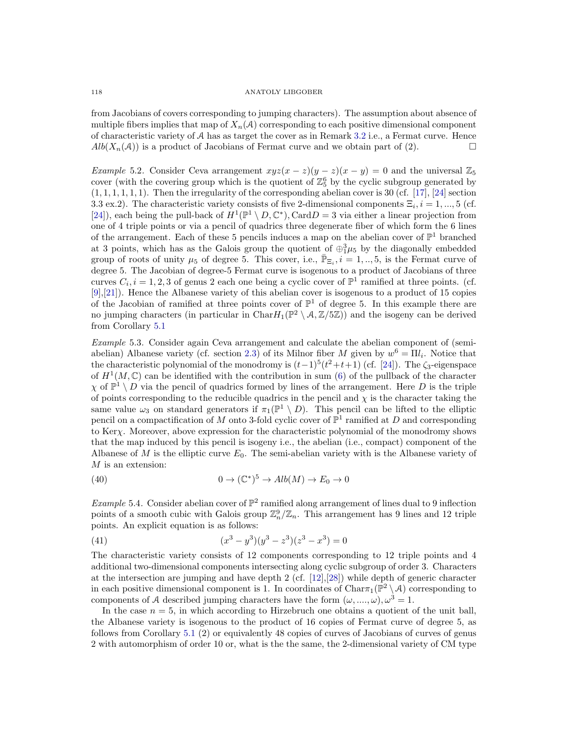from Jacobians of covers corresponding to jumping characters). The assumption about absence of multiple fibers implies that map of $X_n(\mathcal{A})$ corresponding to each positive dimensional component of characteristic variety of $\mathcal{A}$ has as target the cover as in Remark 3.2 i.e., a Fermat curve. Hence $Alb(X_n(\mathcal{A}))$ is a product of Jacobians of Fermat curve and we obtain part of (2). □

*Example* 5.2. Consider Ceva arrangement $xyz(x-z)(y-z)(x-y) = 0$ and the universal $\mathbb{Z}_5$ cover (with the covering group which is the quotient of $\mathbb{Z}_5^6$ by the cyclic subgroup generated by $(1,1,1,1,1,1)$. Then the irregularity of the corresponding abelian cover is 30 (cf. [17], [24] section 3.3 ex.2). The characteristic variety consists of five 2-dimensional components $\Xi_i, i = 1, ..., 5$ (cf. [24]), each being the pull-back of $H^1(\mathbb{P}^1 \setminus D, \mathbb{C}^*), \mathrm{Card} D = 3$ via either a linear projection from one of 4 triple points or via a pencil of quadrics three degenerate fiber of which form the 6 lines of the arrangement. Each of these 5 pencils induces a map on the abelian cover of $\mathbb{P}^1$ branched at 3 points, which has as the Galois group the quotient of $\oplus_1^3 \mu_5$ by the diagonally embedded group of roots of unity $\mu_5$ of degree 5. This cover, i.e., $\bar{\mathbb{P}}_{\Xi_i}, i = 1, .., 5$, is the Fermat curve of degree 5. The Jacobian of degree-5 Fermat curve is isogenous to a product of Jacobians of three curves $C_i, i = 1, 2, 3$ of genus 2 each one being a cyclic cover of $\mathbb{P}^1$ ramified at three points. (cf. [9],[21]). Hence the Albanese variety of this abelian cover is isogenous to a product of 15 copies of the Jacobian of ramified at three points cover of $\mathbb{P}^1$ of degree 5. In this example there are no jumping characters (in particular in $\mathrm{Char} H_1(\mathbb{P}^2 \setminus \mathcal{A}, \mathbb{Z}/5\mathbb{Z})$) and the isogeny can be derived from Corollary 5.1

*Example* 5.3. Consider again Ceva arrangement and calculate the abelian component of (semi-abelian) Albanese variety (cf. section 2.3) of its Milnor fiber $M$ given by $w^6 = \Pi l_i$. Notice that the characteristic polynomial of the monodromy is $(t-1)^5(t^2+t+1)$ (cf. [24]). The $\zeta_3$-eigenspace of $H^1(M, \mathbb{C})$ can be identified with the contribution in sum (6) of the pullback of the character $\chi$ of $\mathbb{P}^1 \setminus D$ via the pencil of quadrics formed by lines of the arrangement. Here $D$ is the triple of points corresponding to the reducible quadrics in the pencil and $\chi$ is the character taking the same value $\omega_3$ on standard generators if $\pi_1(\mathbb{P}^1 \setminus D)$. This pencil can be lifted to the elliptic pencil on a compactification of $M$ onto 3-fold cyclic cover of $\mathbb{P}^1$ ramified at $D$ and corresponding to $\mathrm{Ker}\chi$. Moreover, above expression for the characteristic polynomial of the monodromy shows that the map induced by this pencil is isogeny i.e., the abelian (i.e., compact) component of the Albanese of $M$ is the elliptic curve $E_0$. The semi-abelian variety with is the Albanese variety of $M$ is an extension:

$$0 \to (\mathbb{C}^*)^5 \to Alb(M) \to E_0 \to 0 \tag{40}$$

*Example* 5.4. Consider abelian cover of $\mathbb{P}^2$ ramified along arrangement of lines dual to 9 inflection points of a smooth cubic with Galois group $\mathbb{Z}_n^9/\mathbb{Z}_n$. This arrangement has 9 lines and 12 triple points. An explicit equation is as follows:

$$(x^3 - y^3)(y^3 - z^3)(z^3 - x^3) = 0 \tag{41}$$

The characteristic variety consists of 12 components corresponding to 12 triple points and 4 additional two-dimensional components intersecting along cyclic subgroup of order 3. Characters at the intersection are jumping and have depth 2 (cf. [12],[28]) while depth of generic character in each positive dimensional component is 1. In coordinates of $\mathrm{Char}\pi_1(\mathbb{P}^2 \setminus \mathcal{A})$ corresponding to components of $\mathcal{A}$ described jumping characters have the form $(\omega, ...., \omega), \omega^3 = 1$.

In the case $n = 5$, in which according to Hirzebruch one obtains a quotient of the unit ball, the Albanese variety is isogenous to the product of 16 copies of Fermat curve of degree 5, as follows from Corollary 5.1 (2) or equivalently 48 copies of curves of Jacobians of curves of genus 2 with automorphism of order 10 or, what is the the same, the 2-dimensional variety of CM type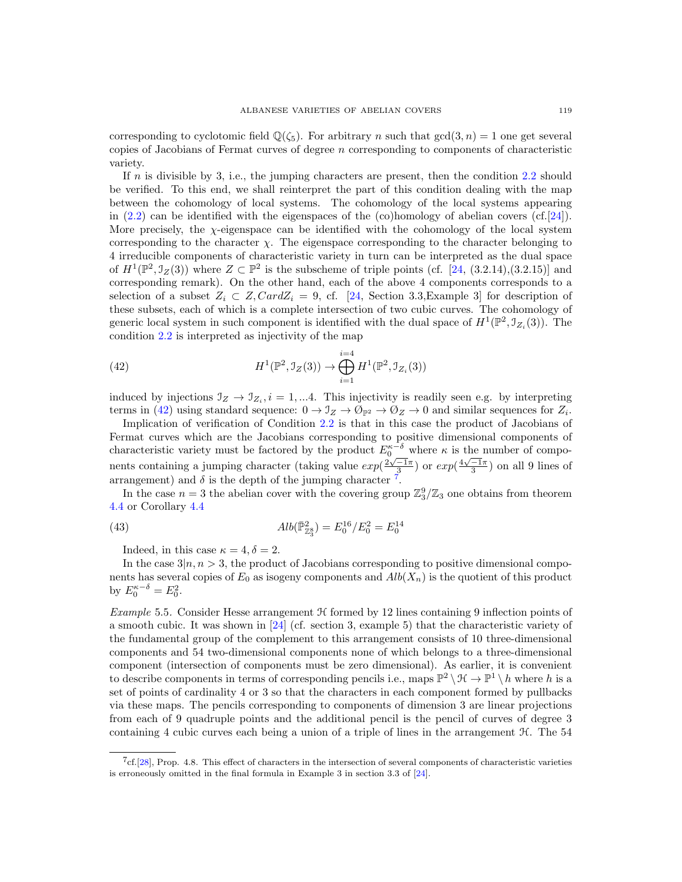corresponding to cyclotomic field $\mathbb{Q}(\zeta_5)$. For arbitrary $n$ such that $\gcd(3,n)=1$ one get several copies of Jacobians of Fermat curves of degree $n$ corresponding to components of characteristic variety.

If $n$ is divisible by 3, i.e., the jumping characters are present, then the condition 2.2 should be verified. To this end, we shall reinterpret the part of this condition dealing with the map between the cohomology of local systems. The cohomology of the local systems appearing in (2.2) can be identified with the eigenspaces of the (co)homology of abelian covers (cf.[24]). More precisely, the $\chi$-eigenspace can be identified with the cohomology of the local system corresponding to the character $\chi$. The eigenspace corresponding to the character belonging to 4 irreducible components of characteristic variety in turn can be interpreted as the dual space of $H^1(\mathbb{P}^2, \mathcal{I}_Z(3))$ where $Z \subset \mathbb{P}^2$ is the subscheme of triple points (cf. [24, (3.2.14),(3.2.15)] and corresponding remark). On the other hand, each of the above 4 components corresponds to a selection of a subset $Z_i \subset Z, Card Z_i = 9$, cf. [24, Section 3.3,Example 3] for description of these subsets, each of which is a complete intersection of two cubic curves. The cohomology of generic local system in such component is identified with the dual space of $H^1(\mathbb{P}^2, \mathcal{I}_{Z_i}(3))$. The condition 2.2 is interpreted as injectivity of the map

$$H^1(\mathbb{P}^2, \mathcal{I}_Z(3)) \to \bigoplus_{i=1}^{i=4} H^1(\mathbb{P}^2, \mathcal{I}_{Z_i}(3)) \tag{42}$$

induced by injections $\mathcal{I}_Z \to \mathcal{I}_{Z_i}, i = 1, ...4$. This injectivity is readily seen e.g. by interpreting terms in (42) using standard sequence: $0 \to \mathcal{I}_Z \to \mathcal{O}_{\mathbb{P}^2} \to \mathcal{O}_Z \to 0$ and similar sequences for $Z_i$.

Implication of verification of Condition 2.2 is that in this case the product of Jacobians of Fermat curves which are the Jacobians corresponding to positive dimensional components of characteristic variety must be factored by the product $E_0^{\kappa-\delta}$ where $\kappa$ is the number of components containing a jumping character (taking value $exp(\frac{2\sqrt{-1}\pi}{3})$ or $exp(\frac{4\sqrt{-1}\pi}{3})$ on all 9 lines of arrangement) and $\delta$ is the depth of the jumping character [7].

In the case $n = 3$ the abelian cover with the covering group $\mathbb{Z}_3^9/\mathbb{Z}_3$ one obtains from theorem 4.4 or Corollary 4.4

$$Alb(\bar{\mathbb{P}}^2_{\mathbb{Z}_3^8}) = E_0^{16}/E_0^2 = E_0^{14} \tag{43}$$

Indeed, in this case $\kappa = 4, \delta = 2$.

In the case $3|n, n > 3$, the product of Jacobians corresponding to positive dimensional components has several copies of $E_0$ as isogeny components and $Alb(X_n)$ is the quotient of this product by $E_0^{\kappa-\delta} = E_0^2$.

*Example* 5.5. Consider Hesse arrangement $\mathcal{H}$ formed by 12 lines containing 9 inflection points of a smooth cubic. It was shown in [24] (cf. section 3, example 5) that the characteristic variety of the fundamental group of the complement to this arrangement consists of 10 three-dimensional components and 54 two-dimensional components none of which belongs to a three-dimensional component (intersection of components must be zero dimensional). As earlier, it is convenient to describe components in terms of corresponding pencils i.e., maps $\mathbb{P}^2 \setminus \mathcal{H} \to \mathbb{P}^1 \setminus h$ where $h$ is a set of points of cardinality 4 or 3 so that the characters in each component formed by pullbacks via these maps. The pencils corresponding to components of dimension 3 are linear projections from each of 9 quadruple points and the additional pencil is the pencil of curves of degree 3 containing 4 cubic curves each being a union of a triple of lines in the arrangement $\mathcal{H}$. The 54

[7] cf.[28], Prop. 4.8. This effect of characters in the intersection of several components of characteristic varieties is erroneously omitted in the final formula in Example 3 in section 3.3 of [24].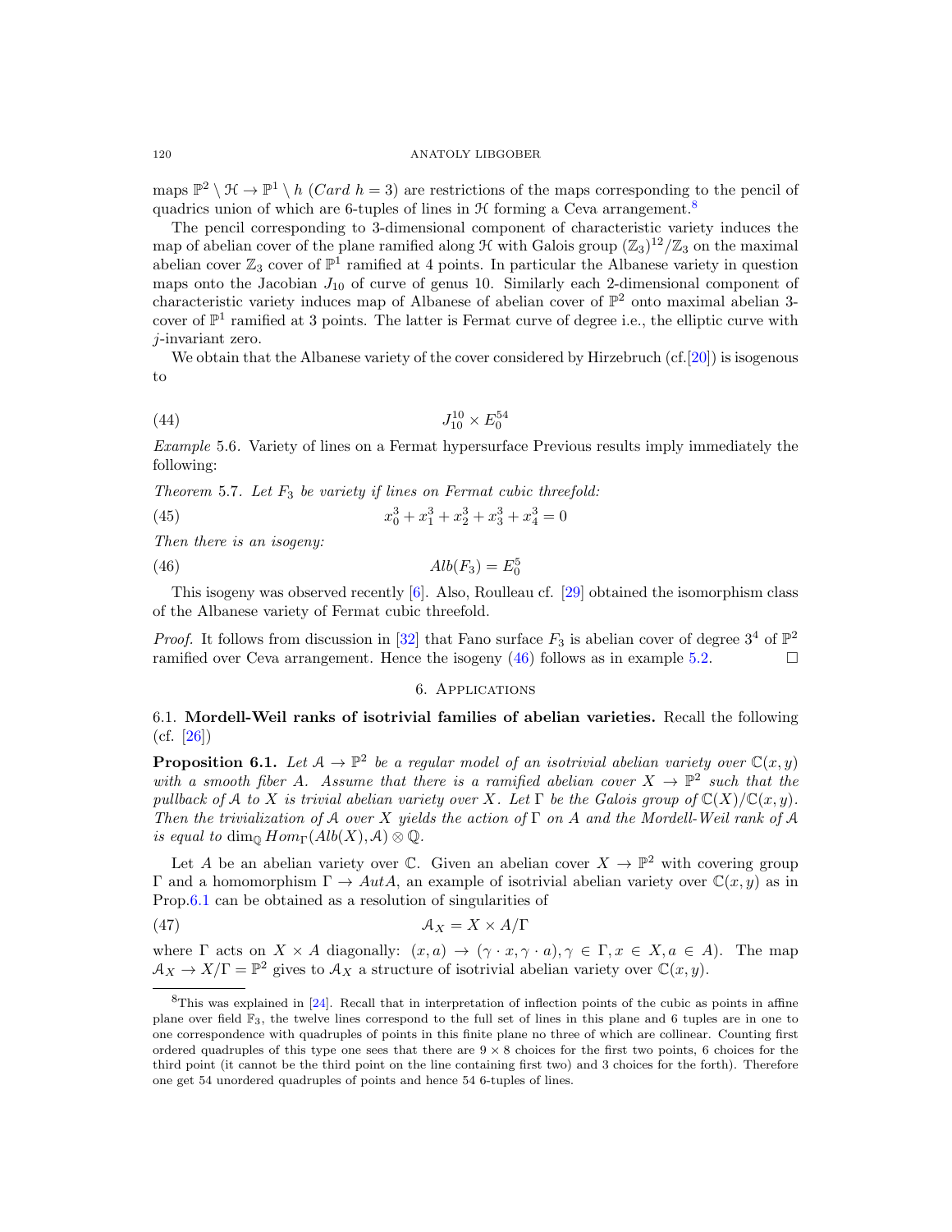maps $\mathbb{P}^2 \setminus \mathcal{H} \to \mathbb{P}^1 \setminus h$ ($Card\ h = 3$) are restrictions of the maps corresponding to the pencil of quadrics union of which are 6-tuples of lines in $\mathcal{H}$ forming a Ceva arrangement.[8]

The pencil corresponding to 3-dimensional component of characteristic variety induces the map of abelian cover of the plane ramified along $\mathcal{H}$ with Galois group $(\mathbb{Z}_3)^{12}/\mathbb{Z}_3$ on the maximal abelian cover $\mathbb{Z}_3$ cover of $\mathbb{P}^1$ ramified at 4 points. In particular the Albanese variety in question maps onto the Jacobian $J_{10}$ of curve of genus 10. Similarly each 2-dimensional component of characteristic variety induces map of Albanese of abelian cover of $\mathbb{P}^2$ onto maximal abelian 3-cover of $\mathbb{P}^1$ ramified at 3 points. The latter is Fermat curve of degree i.e., the elliptic curve with $j$-invariant zero.

We obtain that the Albanese variety of the cover considered by Hirzebruch (cf.[20]) is isogenous to

$$J_{10}^{10} \times E_0^{54} \tag{44}$$

*Example* 5.6. Variety of lines on a Fermat hypersurface Previous results imply immediately the following:

*Theorem* 5.7. *Let $F_3$ be variety if lines on Fermat cubic threefold:*

$$x_0^3 + x_1^3 + x_2^3 + x_3^3 + x_4^3 = 0 \tag{45}$$

*Then there is an isogeny:*

$$Alb(F_3) = E_0^5 \tag{46}$$

This isogeny was observed recently [6]. Also, Roulleau cf. [29] obtained the isomorphism class of the Albanese variety of Fermat cubic threefold.

*Proof.* It follows from discussion in [32] that Fano surface $F_3$ is abelian cover of degree $3^4$ of $\mathbb{P}^2$ ramified over Ceva arrangement. Hence the isogeny (46) follows as in example 5.2. □

## 6. Applications

### 6.1. Mordell-Weil ranks of isotrivial families of abelian varieties.

Recall the following (cf. [26])

**Proposition 6.1.** *Let $\mathcal{A} \to \mathbb{P}^2$ be a regular model of an isotrivial abelian variety over $\mathbb{C}(x, y)$ with a smooth fiber $A$. Assume that there is a ramified abelian cover $X \to \mathbb{P}^2$ such that the pullback of $\mathcal{A}$ to $X$ is trivial abelian variety over $X$. Let $\Gamma$ be the Galois group of $\mathbb{C}(X)/\mathbb{C}(x, y)$. Then the trivialization of $\mathcal{A}$ over $X$ yields the action of $\Gamma$ on $A$ and the Mordell-Weil rank of $\mathcal{A}$ is equal to $\dim_{\mathbb{Q}} Hom_{\Gamma}(Alb(X), \mathcal{A}) \otimes \mathbb{Q}$.*

Let $A$ be an abelian variety over $\mathbb{C}$. Given an abelian cover $X \to \mathbb{P}^2$ with covering group $\Gamma$ and a homomorphism $\Gamma \to AutA$, an example of isotrivial abelian variety over $\mathbb{C}(x, y)$ as in Prop.6.1 can be obtained as a resolution of singularities of

$$\mathcal{A}_X = X \times A/\Gamma \tag{47}$$

where $\Gamma$ acts on $X \times A$ diagonally: $(x, a) \to (\gamma \cdot x, \gamma \cdot a), \gamma \in \Gamma, x \in X, a \in A)$. The map $\mathcal{A}_X \to X/\Gamma = \mathbb{P}^2$ gives to $\mathcal{A}_X$ a structure of isotrivial abelian variety over $\mathbb{C}(x, y)$.

---

[8] This was explained in [24]. Recall that in interpretation of inflection points of the cubic as points in affine plane over field $\mathbb{F}_3$, the twelve lines correspond to the full set of lines in this plane and 6 tuples are in one to one correspondence with quadruples of points in this finite plane no three of which are collinear. Counting first ordered quadruples of this type one sees that there are $9 \times 8$ choices for the first two points, 6 choices for the third point (it cannot be the third point on the line containing first two) and 3 choices for the forth). Therefore one get 54 unordered quadruples of points and hence 54 6-tuples of lines.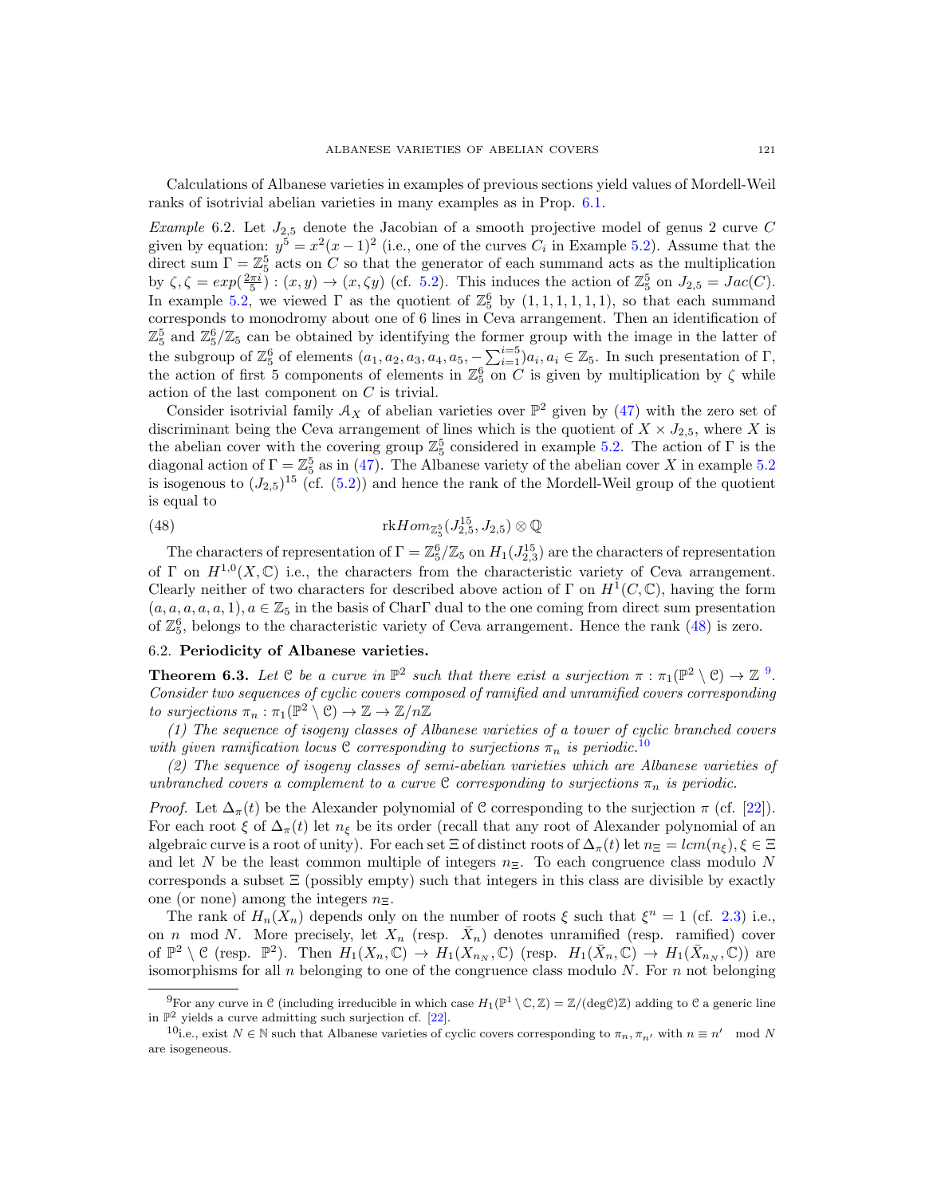Calculations of Albanese varieties in examples of previous sections yield values of Mordell-Weil ranks of isotrivial abelian varieties in many examples as in Prop. 6.1.

*Example* 6.2. Let $J_{2,5}$ denote the Jacobian of a smooth projective model of genus 2 curve $C$ given by equation: $y^5 = x^2(x-1)^2$ (i.e., one of the curves $C_i$ in Example 5.2). Assume that the direct sum $\Gamma = \mathbb{Z}_5^5$ acts on $C$ so that the generator of each summand acts as the multiplication by $\zeta, \zeta = exp(\frac{2\pi i}{5}) : (x,y) \to (x, \zeta y)$ (cf. 5.2). This induces the action of $\mathbb{Z}_5^5$ on $J_{2,5} = Jac(C)$. In example 5.2, we viewed $\Gamma$ as the quotient of $\mathbb{Z}_5^6$ by $(1,1,1,1,1,1)$, so that each summand corresponds to monodromy about one of 6 lines in Ceva arrangement. Then an identification of $\mathbb{Z}_5^5$ and $\mathbb{Z}_5^6/\mathbb{Z}_5$ can be obtained by identifying the former group with the image in the latter of the subgroup of $\mathbb{Z}_5^6$ of elements $(a_1, a_2, a_3, a_4, a_5, -\sum_{i=1}^{i=5} a_i, a_i \in \mathbb{Z}_5$. In such presentation of $\Gamma$, the action of first 5 components of elements in $\mathbb{Z}_5^6$ on $C$ is given by multiplication by $\zeta$ while action of the last component on $C$ is trivial.

Consider isotrivial family $\mathcal{A}_X$ of abelian varieties over $\mathbb{P}^2$ given by (47) with the zero set of discriminant being the Ceva arrangement of lines which is the quotient of $X \times J_{2,5}$, where $X$ is the abelian cover with the covering group $\mathbb{Z}_5^5$ considered in example 5.2. The action of $\Gamma$ is the diagonal action of $\Gamma = \mathbb{Z}_5^5$ as in (47). The Albanese variety of the abelian cover $X$ in example 5.2 is isogenous to $(J_{2,5})^{15}$ (cf. (5.2)) and hence the rank of the Mordell-Weil group of the quotient is equal to

$$\text{rk} Hom_{\mathbb{Z}_5^5}(J_{2,5}^{15}, J_{2,5}) \otimes \mathbb{Q} \tag{48}$$

The characters of representation of $\Gamma = \mathbb{Z}_5^6/\mathbb{Z}_5$ on $H_1(J_{2,3}^{15})$ are the characters of representation of $\Gamma$ on $H^{1,0}(X, \mathbb{C})$ i.e., the characters from the characteristic variety of Ceva arrangement. Clearly neither of two characters for described above action of $\Gamma$ on $H^1(C, \mathbb{C})$, having the form $(a,a,a,a,a,1), a \in \mathbb{Z}_5$ in the basis of Char$\Gamma$ dual to the one coming from direct sum presentation of $\mathbb{Z}_5^6$, belongs to the characteristic variety of Ceva arrangement. Hence the rank (48) is zero.

## 6.2. **Periodicity of Albanese varieties.**

**Theorem 6.3.** *Let $\mathcal{C}$ be a curve in $\mathbb{P}^2$ such that there exist a surjection $\pi : \pi_1(\mathbb{P}^2 \setminus \mathcal{C}) \to \mathbb{Z}$* [9]*. Consider two sequences of cyclic covers composed of ramified and unramified covers corresponding to surjections $\pi_n : \pi_1(\mathbb{P}^2 \setminus \mathcal{C}) \to \mathbb{Z} \to \mathbb{Z}/n\mathbb{Z}$*

*(1) The sequence of isogeny classes of Albanese varieties of a tower of cyclic branched covers with given ramification locus $\mathcal{C}$ corresponding to surjections $\pi_n$ is periodic.*[10]

*(2) The sequence of isogeny classes of semi-abelian varieties which are Albanese varieties of unbranched covers a complement to a curve $\mathcal{C}$ corresponding to surjections $\pi_n$ is periodic.*

*Proof.* Let $\Delta_\pi(t)$ be the Alexander polynomial of $\mathcal{C}$ corresponding to the surjection $\pi$ (cf. [22]). For each root $\xi$ of $\Delta_\pi(t)$ let $n_\xi$ be its order (recall that any root of Alexander polynomial of an algebraic curve is a root of unity). For each set $\Xi$ of distinct roots of $\Delta_\pi(t)$ let $n_\Xi = lcm(n_\xi), \xi \in \Xi$ and let $N$ be the least common multiple of integers $n_\Xi$. To each congruence class modulo $N$ corresponds a subset $\Xi$ (possibly empty) such that integers in this class are divisible by exactly one (or none) among the integers $n_\Xi$.

The rank of $H_n(X_n)$ depends only on the number of roots $\xi$ such that $\xi^n = 1$ (cf. 2.3) i.e., on $n \mod N$. More precisely, let $X_n$ (resp. $\bar{X}_n$) denotes unramified (resp. ramified) cover of $\mathbb{P}^2 \setminus \mathcal{C}$ (resp. $\mathbb{P}^2$). Then $H_1(X_n, \mathbb{C}) \to H_1(X_{n_N}, \mathbb{C})$ (resp. $H_1(\bar{X}_n, \mathbb{C}) \to H_1(\bar{X}_{n_N}, \mathbb{C})$) are isomorphisms for all $n$ belonging to one of the congruence class modulo $N$. For $n$ not belonging

---

[9] For any curve in $\mathcal{C}$ (including irreducible in which case $H_1(\mathbb{P}^1 \setminus \mathbb{C}, \mathbb{Z}) = \mathbb{Z}/(\text{deg}\mathcal{C})\mathbb{Z}$) adding to $\mathcal{C}$ a generic line in $\mathbb{P}^2$ yields a curve admitting such surjection cf. [22].

[10] i.e., exist $N \in \mathbb{N}$ such that Albanese varieties of cyclic covers corresponding to $\pi_n, \pi_{n'}$ with $n \equiv n' \mod N$ are isogeneous.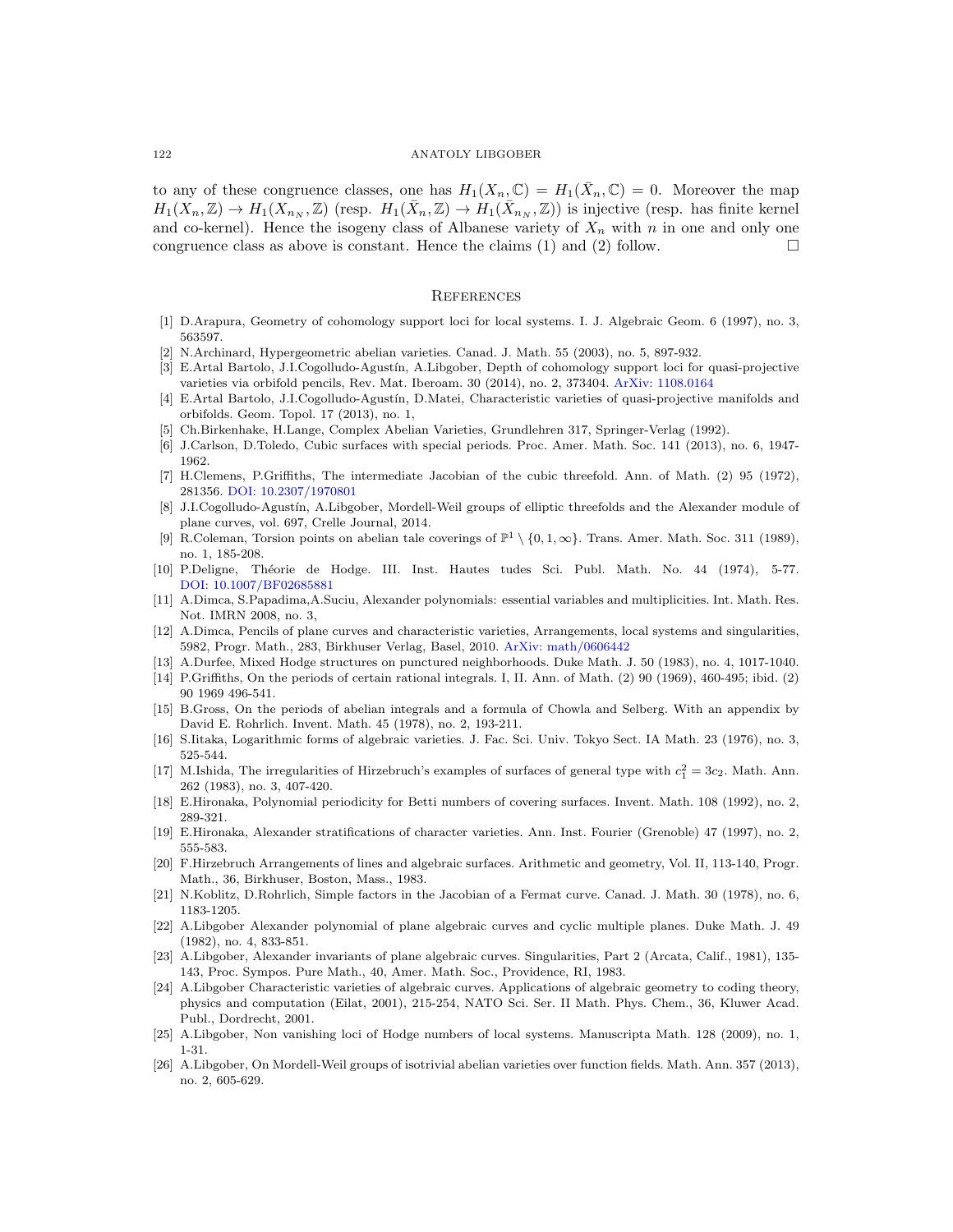to any of these congruence classes, one has $H_1(X_n, \mathbb{C}) = H_1(\bar{X}_n, \mathbb{C}) = 0$. Moreover the map $H_1(X_n, \mathbb{Z}) \to H_1(X_{n_N}, \mathbb{Z})$ (resp. $H_1(\bar{X}_n, \mathbb{Z}) \to H_1(\bar{X}_{n_N}, \mathbb{Z})$) is injective (resp. has finite kernel and co-kernel). Hence the isogeny class of Albanese variety of $X_n$ with $n$ in one and only one congruence class as above is constant. Hence the claims (1) and (2) follow. □

## References

[1] D.Arapura, Geometry of cohomology support loci for local systems. I. J. Algebraic Geom. 6 (1997), no. 3, 563597.

[2] N.Archinard, Hypergeometric abelian varieties. Canad. J. Math. 55 (2003), no. 5, 897-932.

[3] E.Artal Bartolo, J.I.Cogolludo-Agustín, A.Libgober, Depth of cohomology support loci for quasi-projective varieties via orbifold pencils, Rev. Mat. Iberoam. 30 (2014), no. 2, 373404. ArXiv: 1108.0164

[4] E.Artal Bartolo, J.I.Cogolludo-Agustín, D.Matei, Characteristic varieties of quasi-projective manifolds and orbifolds. Geom. Topol. 17 (2013), no. 1,

[5] Ch.Birkenhake, H.Lange, Complex Abelian Varieties, Grundlehren 317, Springer-Verlag (1992).

[6] J.Carlson, D.Toledo, Cubic surfaces with special periods. Proc. Amer. Math. Soc. 141 (2013), no. 6, 1947-1962.

[7] H.Clemens, P.Griffiths, The intermediate Jacobian of the cubic threefold. Ann. of Math. (2) 95 (1972), 281356. DOI: 10.2307/1970801

[8] J.I.Cogolludo-Agustín, A.Libgober, Mordell-Weil groups of elliptic threefolds and the Alexander module of plane curves, vol. 697, Crelle Journal, 2014.

[9] R.Coleman, Torsion points on abelian tale coverings of $\mathbb{P}^1 \setminus \{0, 1, \infty\}$. Trans. Amer. Math. Soc. 311 (1989), no. 1, 185-208.

[10] P.Deligne, Théorie de Hodge. III. Inst. Hautes tudes Sci. Publ. Math. No. 44 (1974), 5-77. DOI: 10.1007/BF02685881

[11] A.Dimca, S.Papadima,A.Suciu, Alexander polynomials: essential variables and multiplicities. Int. Math. Res. Not. IMRN 2008, no. 3,

[12] A.Dimca, Pencils of plane curves and characteristic varieties, Arrangements, local systems and singularities, 5982, Progr. Math., 283, Birkhuser Verlag, Basel, 2010. ArXiv: math/0606442

[13] A.Durfee, Mixed Hodge structures on punctured neighborhoods. Duke Math. J. 50 (1983), no. 4, 1017-1040.

[14] P.Griffiths, On the periods of certain rational integrals. I, II. Ann. of Math. (2) 90 (1969), 460-495; ibid. (2) 90 1969 496-541.

[15] B.Gross, On the periods of abelian integrals and a formula of Chowla and Selberg. With an appendix by David E. Rohrlich. Invent. Math. 45 (1978), no. 2, 193-211.

[16] S.Iitaka, Logarithmic forms of algebraic varieties. J. Fac. Sci. Univ. Tokyo Sect. IA Math. 23 (1976), no. 3, 525-544.

[17] M.Ishida, The irregularities of Hirzebruch's examples of surfaces of general type with $c_1^2 = 3c_2$. Math. Ann. 262 (1983), no. 3, 407-420.

[18] E.Hironaka, Polynomial periodicity for Betti numbers of covering surfaces. Invent. Math. 108 (1992), no. 2, 289-321.

[19] E.Hironaka, Alexander stratifications of character varieties. Ann. Inst. Fourier (Grenoble) 47 (1997), no. 2, 555-583.

[20] F.Hirzebruch Arrangements of lines and algebraic surfaces. Arithmetic and geometry, Vol. II, 113-140, Progr. Math., 36, Birkhuser, Boston, Mass., 1983.

[21] N.Koblitz, D.Rohrlich, Simple factors in the Jacobian of a Fermat curve. Canad. J. Math. 30 (1978), no. 6, 1183-1205.

[22] A.Libgober Alexander polynomial of plane algebraic curves and cyclic multiple planes. Duke Math. J. 49 (1982), no. 4, 833-851.

[23] A.Libgober, Alexander invariants of plane algebraic curves. Singularities, Part 2 (Arcata, Calif., 1981), 135-143, Proc. Sympos. Pure Math., 40, Amer. Math. Soc., Providence, RI, 1983.

[24] A.Libgober Characteristic varieties of algebraic curves. Applications of algebraic geometry to coding theory, physics and computation (Eilat, 2001), 215-254, NATO Sci. Ser. II Math. Phys. Chem., 36, Kluwer Acad. Publ., Dordrecht, 2001.

[25] A.Libgober, Non vanishing loci of Hodge numbers of local systems. Manuscripta Math. 128 (2009), no. 1, 1-31.

[26] A.Libgober, On Mordell-Weil groups of isotrivial abelian varieties over function fields. Math. Ann. 357 (2013), no. 2, 605-629.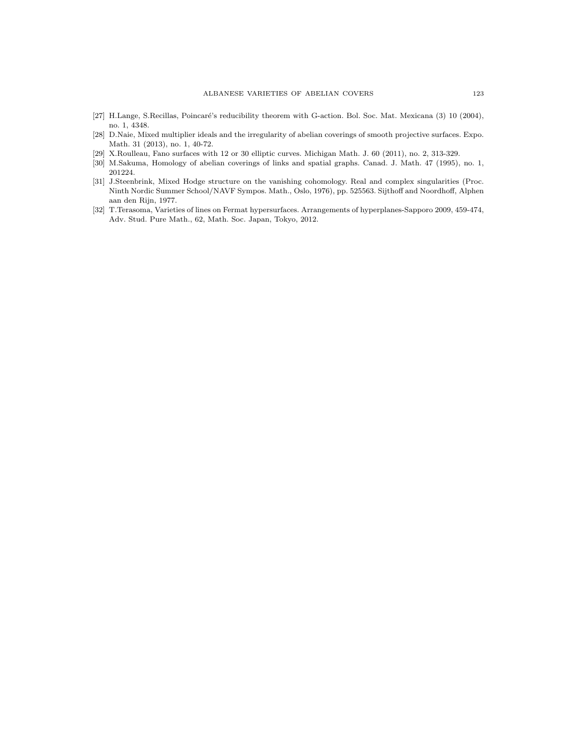[27] H.Lange, S.Recillas, Poincaré's reducibility theorem with G-action. Bol. Soc. Mat. Mexicana (3) 10 (2004), no. 1, 4348.

[28] D.Naie, Mixed multiplier ideals and the irregularity of abelian coverings of smooth projective surfaces. Expo. Math. 31 (2013), no. 1, 40-72.

[29] X.Roulleau, Fano surfaces with 12 or 30 elliptic curves. Michigan Math. J. 60 (2011), no. 2, 313-329.

[30] M.Sakuma, Homology of abelian coverings of links and spatial graphs. Canad. J. Math. 47 (1995), no. 1, 201224.

[31] J.Steenbrink, Mixed Hodge structure on the vanishing cohomology. Real and complex singularities (Proc. Ninth Nordic Summer School/NAVF Sympos. Math., Oslo, 1976), pp. 525563. Sijthoff and Noordhoff, Alphen aan den Rijn, 1977.

[32] T.Terasoma, Varieties of lines on Fermat hypersurfaces. Arrangements of hyperplanes-Sapporo 2009, 459-474, Adv. Stud. Pure Math., 62, Math. Soc. Japan, Tokyo, 2012.